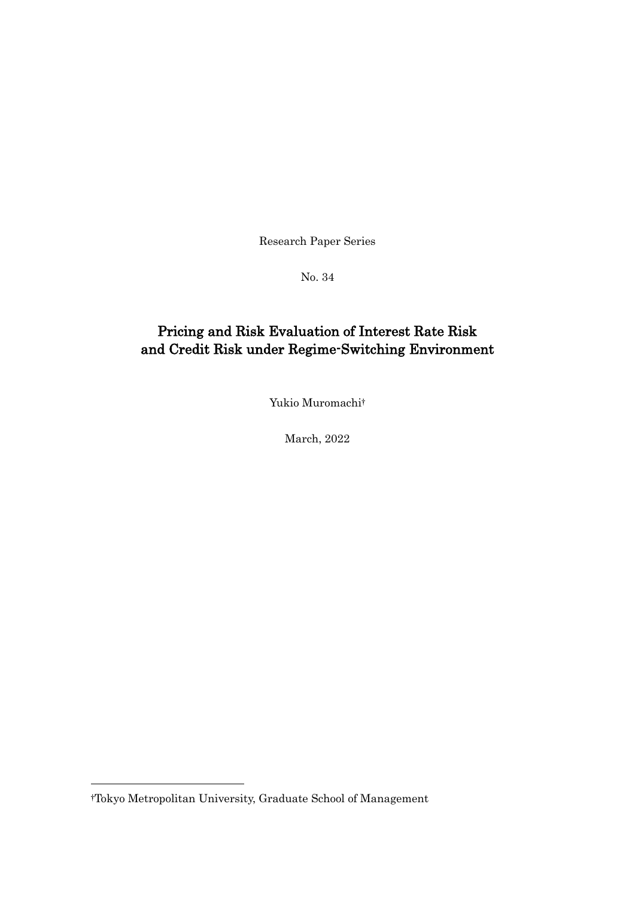Research Paper Series

No. 34

# Pricing and Risk Evaluation of Interest Rate Risk and Credit Risk under Regime-Switching Environment

Yukio Muromachi†

March, 2022

---

†Tokyo Metropolitan University, Graduate School of Management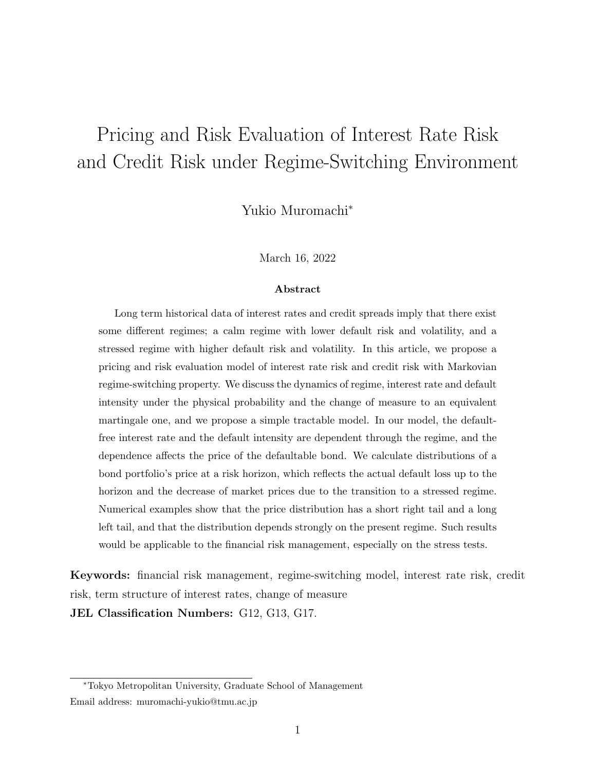# Pricing and Risk Evaluation of Interest Rate Risk and Credit Risk under Regime-Switching Environment

Yukio Muromachi[*]

March 16, 2022

**Abstract**

Long term historical data of interest rates and credit spreads imply that there exist some different regimes; a calm regime with lower default risk and volatility, and a stressed regime with higher default risk and volatility. In this article, we propose a pricing and risk evaluation model of interest rate risk and credit risk with Markovian regime-switching property. We discuss the dynamics of regime, interest rate and default intensity under the physical probability and the change of measure to an equivalent martingale one, and we propose a simple tractable model. In our model, the default-free interest rate and the default intensity are dependent through the regime, and the dependence affects the price of the defaultable bond. We calculate distributions of a bond portfolio's price at a risk horizon, which reflects the actual default loss up to the horizon and the decrease of market prices due to the transition to a stressed regime. Numerical examples show that the price distribution has a short right tail and a long left tail, and that the distribution depends strongly on the present regime. Such results would be applicable to the financial risk management, especially on the stress tests.

**Keywords:** financial risk management, regime-switching model, interest rate risk, credit risk, term structure of interest rates, change of measure

**JEL Classification Numbers:** G12, G13, G17.

[*]Tokyo Metropolitan University, Graduate School of Management

Email address: muromachi-yukio@tmu.ac.jp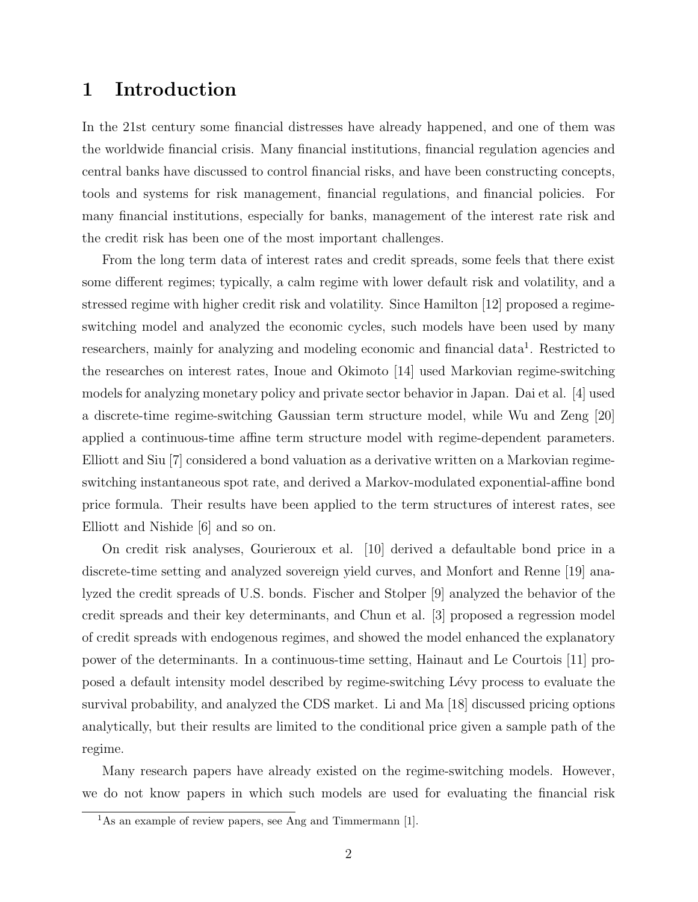# 1 Introduction

In the 21st century some financial distresses have already happened, and one of them was the worldwide financial crisis. Many financial institutions, financial regulation agencies and central banks have discussed to control financial risks, and have been constructing concepts, tools and systems for risk management, financial regulations, and financial policies. For many financial institutions, especially for banks, management of the interest rate risk and the credit risk has been one of the most important challenges.

From the long term data of interest rates and credit spreads, some feels that there exist some different regimes; typically, a calm regime with lower default risk and volatility, and a stressed regime with higher credit risk and volatility. Since Hamilton [12] proposed a regime-switching model and analyzed the economic cycles, such models have been used by many researchers, mainly for analyzing and modeling economic and financial data[1]. Restricted to the researches on interest rates, Inoue and Okimoto [14] used Markovian regime-switching models for analyzing monetary policy and private sector behavior in Japan. Dai et al. [4] used a discrete-time regime-switching Gaussian term structure model, while Wu and Zeng [20] applied a continuous-time affine term structure model with regime-dependent parameters. Elliott and Siu [7] considered a bond valuation as a derivative written on a Markovian regime-switching instantaneous spot rate, and derived a Markov-modulated exponential-affine bond price formula. Their results have been applied to the term structures of interest rates, see Elliott and Nishide [6] and so on.

On credit risk analyses, Gourieroux et al. [10] derived a defaultable bond price in a discrete-time setting and analyzed sovereign yield curves, and Monfort and Renne [19] analyzed the credit spreads of U.S. bonds. Fischer and Stolper [9] analyzed the behavior of the credit spreads and their key determinants, and Chun et al. [3] proposed a regression model of credit spreads with endogenous regimes, and showed the model enhanced the explanatory power of the determinants. In a continuous-time setting, Hainaut and Le Courtois [11] proposed a default intensity model described by regime-switching Lévy process to evaluate the survival probability, and analyzed the CDS market. Li and Ma [18] discussed pricing options analytically, but their results are limited to the conditional price given a sample path of the regime.

Many research papers have already existed on the regime-switching models. However, we do not know papers in which such models are used for evaluating the financial risk

[1] As an example of review papers, see Ang and Timmermann [1].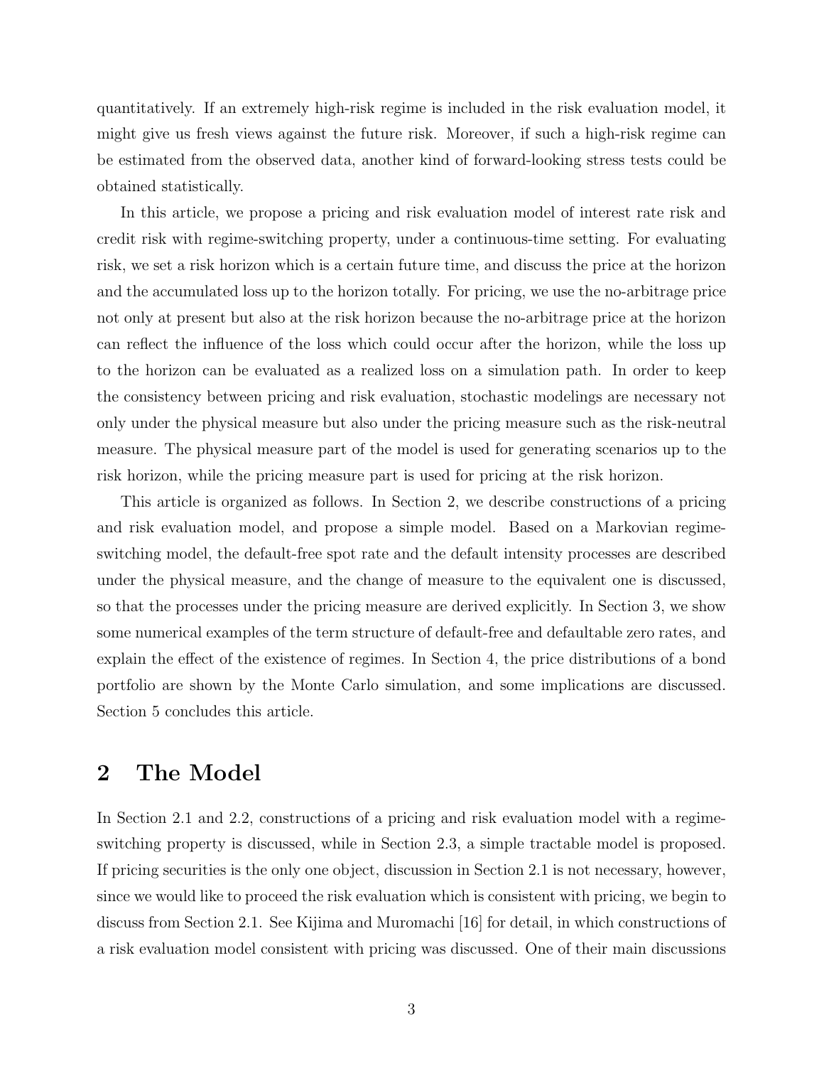quantitatively. If an extremely high-risk regime is included in the risk evaluation model, it might give us fresh views against the future risk. Moreover, if such a high-risk regime can be estimated from the observed data, another kind of forward-looking stress tests could be obtained statistically.

In this article, we propose a pricing and risk evaluation model of interest rate risk and credit risk with regime-switching property, under a continuous-time setting. For evaluating risk, we set a risk horizon which is a certain future time, and discuss the price at the horizon and the accumulated loss up to the horizon totally. For pricing, we use the no-arbitrage price not only at present but also at the risk horizon because the no-arbitrage price at the horizon can reflect the influence of the loss which could occur after the horizon, while the loss up to the horizon can be evaluated as a realized loss on a simulation path. In order to keep the consistency between pricing and risk evaluation, stochastic modelings are necessary not only under the physical measure but also under the pricing measure such as the risk-neutral measure. The physical measure part of the model is used for generating scenarios up to the risk horizon, while the pricing measure part is used for pricing at the risk horizon.

This article is organized as follows. In Section 2, we describe constructions of a pricing and risk evaluation model, and propose a simple model. Based on a Markovian regime-switching model, the default-free spot rate and the default intensity processes are described under the physical measure, and the change of measure to the equivalent one is discussed, so that the processes under the pricing measure are derived explicitly. In Section 3, we show some numerical examples of the term structure of default-free and defaultable zero rates, and explain the effect of the existence of regimes. In Section 4, the price distributions of a bond portfolio are shown by the Monte Carlo simulation, and some implications are discussed. Section 5 concludes this article.

## 2 The Model

In Section 2.1 and 2.2, constructions of a pricing and risk evaluation model with a regime-switching property is discussed, while in Section 2.3, a simple tractable model is proposed. If pricing securities is the only one object, discussion in Section 2.1 is not necessary, however, since we would like to proceed the risk evaluation which is consistent with pricing, we begin to discuss from Section 2.1. See Kijima and Muromachi [16] for detail, in which constructions of a risk evaluation model consistent with pricing was discussed. One of their main discussions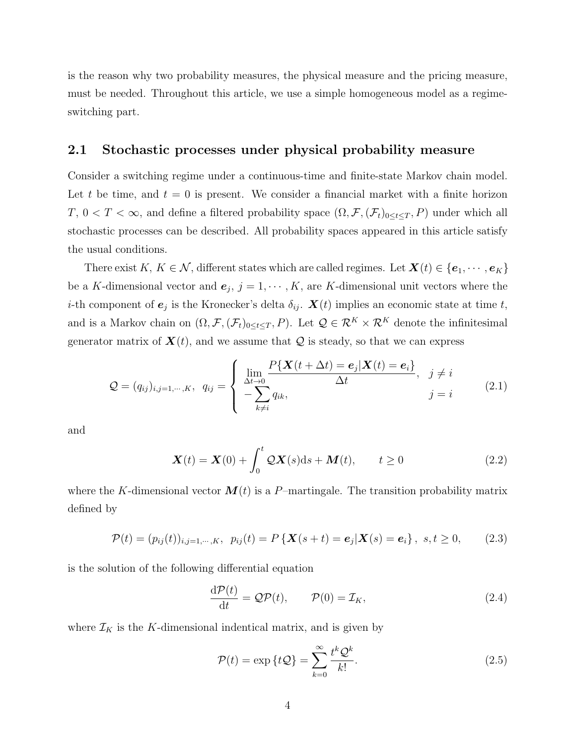is the reason why two probability measures, the physical measure and the pricing measure, must be needed. Throughout this article, we use a simple homogeneous model as a regime-switching part.

## 2.1 Stochastic processes under physical probability measure

Consider a switching regime under a continuous-time and finite-state Markov chain model. Let $t$ be time, and $t = 0$ is present. We consider a financial market with a finite horizon $T$, $0 < T < \infty$, and define a filtered probability space $(\Omega, \mathcal{F}, (\mathcal{F}_t)_{0 \le t \le T}, P)$ under which all stochastic processes can be described. All probability spaces appeared in this article satisfy the usual conditions.

There exist $K$, $K \in \mathcal{N}$, different states which are called regimes. Let $\boldsymbol{X}(t) \in \{\boldsymbol{e}_1, \cdots, \boldsymbol{e}_K\}$ be a $K$-dimensional vector and $\boldsymbol{e}_j$, $j = 1, \cdots, K$, are $K$-dimensional unit vectors where the $i$-th component of $\boldsymbol{e}_j$ is the Kronecker's delta $\delta_{ij}$. $\boldsymbol{X}(t)$ implies an economic state at time $t$, and is a Markov chain on $(\Omega, \mathcal{F}, (\mathcal{F}_t)_{0 \le t \le T}, P)$. Let $\mathcal{Q} \in \mathcal{R}^K \times \mathcal{R}^K$ denote the infinitesimal generator matrix of $\boldsymbol{X}(t)$, and we assume that $\mathcal{Q}$ is steady, so that we can express

$$
\mathcal{Q} = (q_{ij})_{i,j=1,\cdots,K}, \quad q_{ij} = \begin{cases} \lim\limits_{\Delta t \to 0} \dfrac{P\{\boldsymbol{X}(t + \Delta t) = \boldsymbol{e}_j | \boldsymbol{X}(t) = \boldsymbol{e}_i\}}{\Delta t}, & j \neq i \\ -\sum\limits_{k \neq i} q_{ik}, & j = i \end{cases} \tag{2.1}
$$

and

$$
\boldsymbol{X}(t) = \boldsymbol{X}(0) + \int_0^t \mathcal{Q}\boldsymbol{X}(s) \mathrm{d}s + \boldsymbol{M}(t), \qquad t \ge 0 \tag{2.2}
$$

where the $K$-dimensional vector $\boldsymbol{M}(t)$ is a $P$–martingale. The transition probability matrix defined by

$$
\mathcal{P}(t) = (p_{ij}(t))_{i,j=1,\cdots,K}, \;\; p_{ij}(t) = P\left\{\boldsymbol{X}(s + t) = \boldsymbol{e}_j | \boldsymbol{X}(s) = \boldsymbol{e}_i\right\}, \;\; s, t \ge 0, \tag{2.3}
$$

is the solution of the following differential equation

$$
\frac{\mathrm{d}\mathcal{P}(t)}{\mathrm{d}t} = \mathcal{Q}\mathcal{P}(t), \qquad \mathcal{P}(0) = \mathcal{I}_K, \tag{2.4}
$$

where $\mathcal{I}_K$ is the $K$-dimensional indentical matrix, and is given by

$$
\mathcal{P}(t) = \exp\left\{t\mathcal{Q}\right\} = \sum_{k=0}^{\infty} \frac{t^k \mathcal{Q}^k}{k!}. \tag{2.5}
$$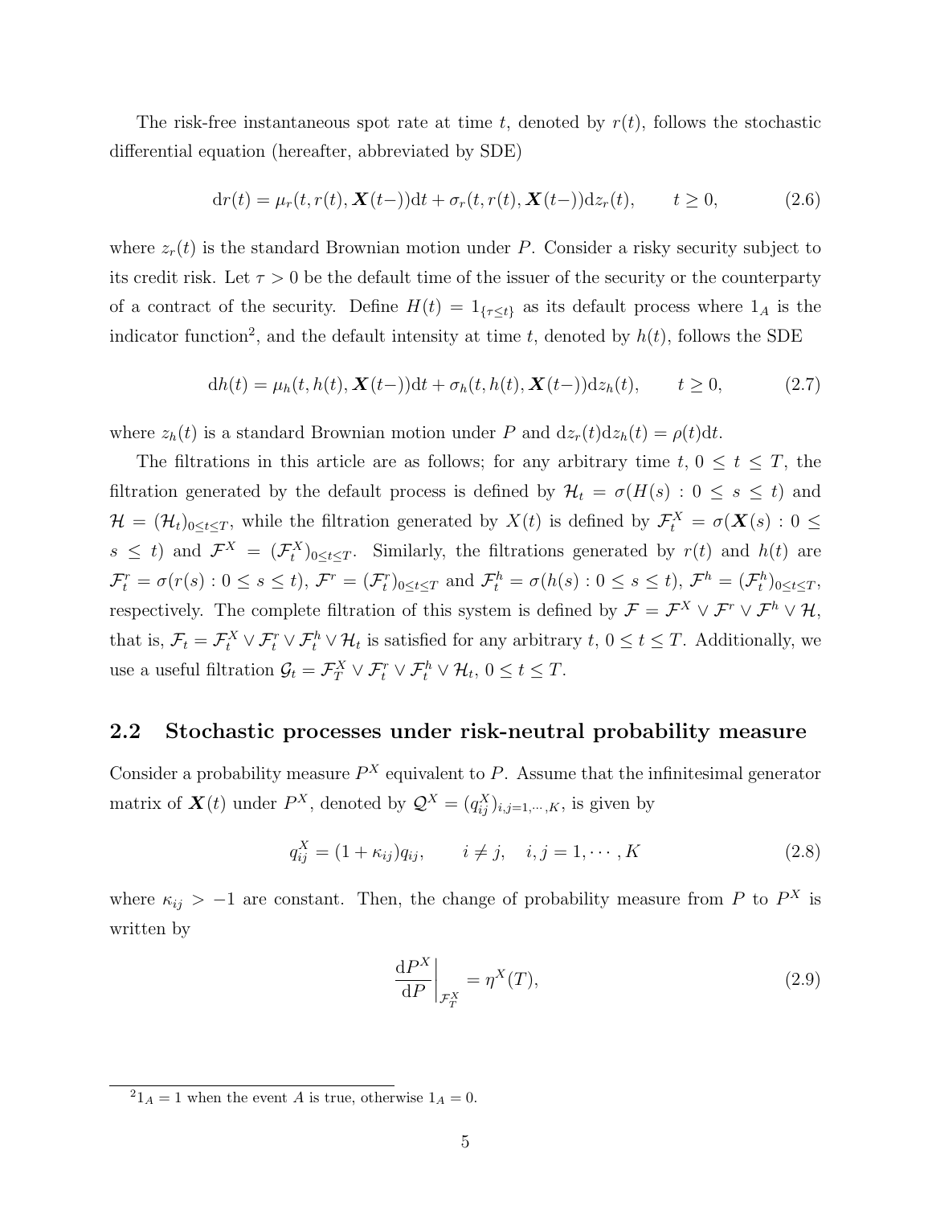The risk-free instantaneous spot rate at time $t$, denoted by $r(t)$, follows the stochastic differential equation (hereafter, abbreviated by SDE)

$$\mathrm{d}r(t) = \mu_r(t, r(t), \boldsymbol{X}(t-))\mathrm{d}t + \sigma_r(t, r(t), \boldsymbol{X}(t-))\mathrm{d}z_r(t), \qquad t \geq 0, \tag{2.6}$$

where $z_r(t)$ is the standard Brownian motion under $P$. Consider a risky security subject to its credit risk. Let $\tau > 0$ be the default time of the issuer of the security or the counterparty of a contract of the security. Define $H(t) = 1_{\{\tau \leq t\}}$ as its default process where $1_A$ is the indicator function[2], and the default intensity at time $t$, denoted by $h(t)$, follows the SDE

$$\mathrm{d}h(t) = \mu_h(t, h(t), \boldsymbol{X}(t-))\mathrm{d}t + \sigma_h(t, h(t), \boldsymbol{X}(t-))\mathrm{d}z_h(t), \qquad t \geq 0, \tag{2.7}$$

where $z_h(t)$ is a standard Brownian motion under $P$ and $\mathrm{d}z_r(t)\mathrm{d}z_h(t) = \rho(t)\mathrm{d}t$.

The filtrations in this article are as follows; for any arbitrary time $t$, $0 \leq t \leq T$, the filtration generated by the default process is defined by $\mathcal{H}_t = \sigma(H(s) : 0 \leq s \leq t)$ and $\mathcal{H} = (\mathcal{H}_t)_{0 \leq t \leq T}$, while the filtration generated by $X(t)$ is defined by $\mathcal{F}_t^X = \sigma(\boldsymbol{X}(s) : 0 \leq s \leq t)$ and $\mathcal{F}^X = (\mathcal{F}_t^X)_{0 \leq t \leq T}$. Similarly, the filtrations generated by $r(t)$ and $h(t)$ are $\mathcal{F}_t^r = \sigma(r(s) : 0 \leq s \leq t)$, $\mathcal{F}^r = (\mathcal{F}_t^r)_{0 \leq t \leq T}$ and $\mathcal{F}_t^h = \sigma(h(s) : 0 \leq s \leq t)$, $\mathcal{F}^h = (\mathcal{F}_t^h)_{0 \leq t \leq T}$, respectively. The complete filtration of this system is defined by $\mathcal{F} = \mathcal{F}^X \vee \mathcal{F}^r \vee \mathcal{F}^h \vee \mathcal{H}$, that is, $\mathcal{F}_t = \mathcal{F}_t^X \vee \mathcal{F}_t^r \vee \mathcal{F}_t^h \vee \mathcal{H}_t$ is satisfied for any arbitrary $t$, $0 \leq t \leq T$. Additionally, we use a useful filtration $\mathcal{G}_t = \mathcal{F}_T^X \vee \mathcal{F}_t^r \vee \mathcal{F}_t^h \vee \mathcal{H}_t$, $0 \leq t \leq T$.

## 2.2 Stochastic processes under risk-neutral probability measure

Consider a probability measure $P^X$ equivalent to $P$. Assume that the infinitesimal generator matrix of $\boldsymbol{X}(t)$ under $P^X$, denoted by $\mathcal{Q}^X = (q_{ij}^X)_{i,j=1,\cdots,K}$, is given by

$$q_{ij}^X = (1 + \kappa_{ij})q_{ij}, \qquad i \neq j, \quad i, j = 1, \cdots, K \tag{2.8}$$

where $\kappa_{ij} > -1$ are constant. Then, the change of probability measure from $P$ to $P^X$ is written by

$$\left.\frac{\mathrm{d}P^X}{\mathrm{d}P}\right|_{\mathcal{F}_T^X} = \eta^X(T), \tag{2.9}$$

[2] $1_A = 1$ when the event $A$ is true, otherwise $1_A = 0$.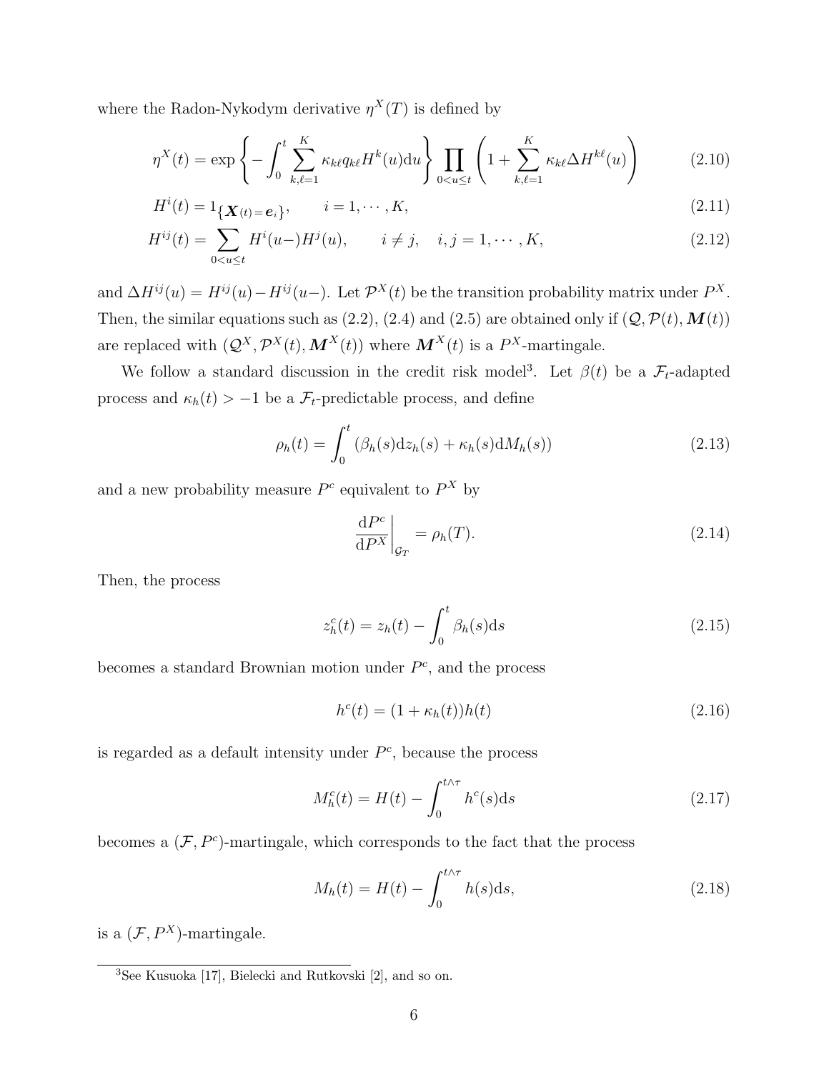where the Radon-Nykodym derivative $\eta^X(T)$ is defined by

$$\eta^X(t) = \exp\left\{-\int_0^t \sum_{k,\ell=1}^K \kappa_{k\ell} q_{k\ell} H^k(u)\mathrm{d}u\right\} \prod_{0<u\le t}\left(1 + \sum_{k,\ell=1}^K \kappa_{k\ell}\Delta H^{k\ell}(u)\right) \tag{2.10}$$

$$H^i(t) = 1_{\{\boldsymbol{X}(t)=\boldsymbol{e}_i\}}, \qquad i = 1, \cdots, K, \tag{2.11}$$

$$H^{ij}(t) = \sum_{0<u\le t} H^i(u-)H^j(u), \qquad i \ne j, \quad i, j = 1, \cdots, K, \tag{2.12}$$

and $\Delta H^{ij}(u) = H^{ij}(u) - H^{ij}(u-)$. Let $\mathcal{P}^X(t)$ be the transition probability matrix under $P^X$. Then, the similar equations such as (2.2), (2.4) and (2.5) are obtained only if $(\mathcal{Q}, \mathcal{P}(t), \boldsymbol{M}(t))$ are replaced with $(\mathcal{Q}^X, \mathcal{P}^X(t), \boldsymbol{M}^X(t))$ where $\boldsymbol{M}^X(t)$ is a $P^X$-martingale.

We follow a standard discussion in the credit risk model[3]. Let $\beta(t)$ be a $\mathcal{F}_t$-adapted process and $\kappa_h(t) > -1$ be a $\mathcal{F}_t$-predictable process, and define

$$\rho_h(t) = \int_0^t \left(\beta_h(s)\mathrm{d}z_h(s) + \kappa_h(s)\mathrm{d}M_h(s)\right) \tag{2.13}$$

and a new probability measure $P^c$ equivalent to $P^X$ by

$$\left.\frac{\mathrm{d}P^c}{\mathrm{d}P^X}\right|_{\mathcal{G}_T} = \rho_h(T). \tag{2.14}$$

Then, the process

$$z_h^c(t) = z_h(t) - \int_0^t \beta_h(s)\mathrm{d}s \tag{2.15}$$

becomes a standard Brownian motion under $P^c$, and the process

$$h^c(t) = (1 + \kappa_h(t))h(t) \tag{2.16}$$

is regarded as a default intensity under $P^c$, because the process

$$M_h^c(t) = H(t) - \int_0^{t\wedge\tau} h^c(s)\mathrm{d}s \tag{2.17}$$

becomes a $(\mathcal{F}, P^c)$-martingale, which corresponds to the fact that the process

$$M_h(t) = H(t) - \int_0^{t\wedge\tau} h(s)\mathrm{d}s, \tag{2.18}$$

is a $(\mathcal{F}, P^X)$-martingale.

---

[3] See Kusuoka [17], Bielecki and Rutkovski [2], and so on.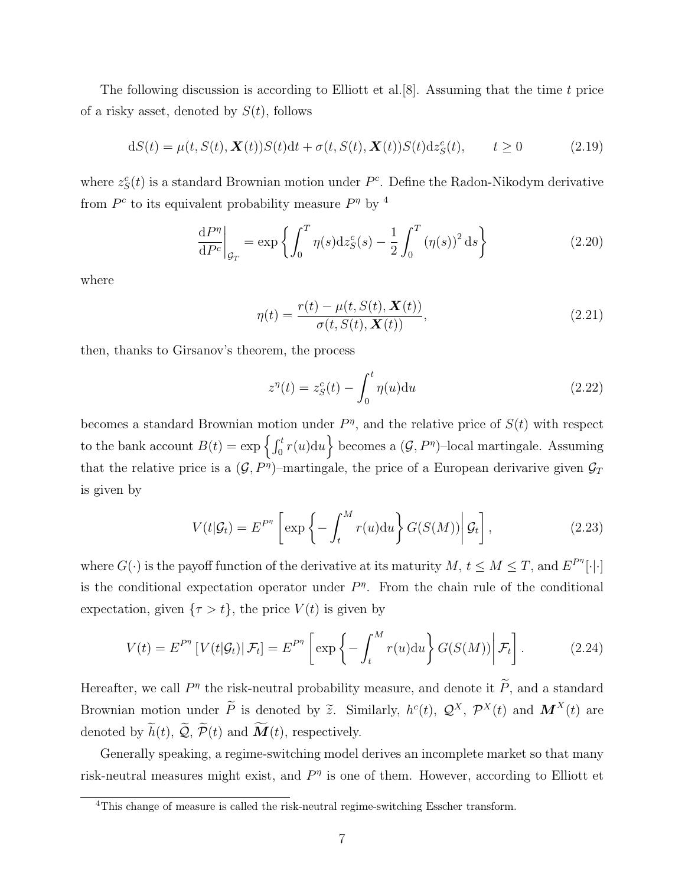The following discussion is according to Elliott et al.[8]. Assuming that the time $t$ price of a risky asset, denoted by $S(t)$, follows

$$\mathrm{d}S(t) = \mu(t, S(t), \boldsymbol{X}(t))S(t)\mathrm{d}t + \sigma(t, S(t), \boldsymbol{X}(t))S(t)\mathrm{d}z_S^c(t), \qquad t \geq 0 \tag{2.19}$$

where $z_S^c(t)$ is a standard Brownian motion under $P^c$. Define the Radon-Nikodym derivative from $P^c$ to its equivalent probability measure $P^\eta$ by [4]

$$\left.\frac{\mathrm{d}P^\eta}{\mathrm{d}P^c}\right|_{\mathcal{G}_T} = \exp\left\{\int_0^T \eta(s)\mathrm{d}z_S^c(s) - \frac{1}{2}\int_0^T (\eta(s))^2 \,\mathrm{d}s\right\} \tag{2.20}$$

where

$$\eta(t) = \frac{r(t) - \mu(t, S(t), \boldsymbol{X}(t))}{\sigma(t, S(t), \boldsymbol{X}(t))}, \tag{2.21}$$

then, thanks to Girsanov's theorem, the process

$$z^\eta(t) = z_S^c(t) - \int_0^t \eta(u)\mathrm{d}u \tag{2.22}$$

becomes a standard Brownian motion under $P^\eta$, and the relative price of $S(t)$ with respect to the bank account $B(t) = \exp\left\{\int_0^t r(u)\mathrm{d}u\right\}$ becomes a $(\mathcal{G}, P^\eta)$–local martingale. Assuming that the relative price is a $(\mathcal{G}, P^\eta)$–martingale, the price of a European derivarive given $\mathcal{G}_T$ is given by

$$V(t|\mathcal{G}_t) = E^{P^\eta}\left[\exp\left\{-\int_t^M r(u)\mathrm{d}u\right\} G(S(M))\middle|\, \mathcal{G}_t\right], \tag{2.23}$$

where $G(\cdot)$ is the payoff function of the derivative at its maturity $M$, $t \leq M \leq T$, and $E^{P^\eta}[\cdot|\cdot]$ is the conditional expectation operator under $P^\eta$. From the chain rule of the conditional expectation, given $\{\tau > t\}$, the price $V(t)$ is given by

$$V(t) = E^{P^\eta}\left[V(t|\mathcal{G}_t)|\,\mathcal{F}_t\right] = E^{P^\eta}\left[\exp\left\{-\int_t^M r(u)\mathrm{d}u\right\} G(S(M))\middle|\, \mathcal{F}_t\right]. \tag{2.24}$$

Hereafter, we call $P^\eta$ the risk-neutral probability measure, and denote it $\widetilde{P}$, and a standard Brownian motion under $\widetilde{P}$ is denoted by $\widetilde{z}$. Similarly, $h^c(t)$, $\mathcal{Q}^X$, $\mathcal{P}^X(t)$ and $\boldsymbol{M}^X(t)$ are denoted by $\widetilde{h}(t)$, $\widetilde{\mathcal{Q}}$, $\widetilde{\mathcal{P}}(t)$ and $\widetilde{\boldsymbol{M}}(t)$, respectively.

Generally speaking, a regime-switching model derives an incomplete market so that many risk-neutral measures might exist, and $P^\eta$ is one of them. However, according to Elliott et

[4] This change of measure is called the risk-neutral regime-switching Esscher transform.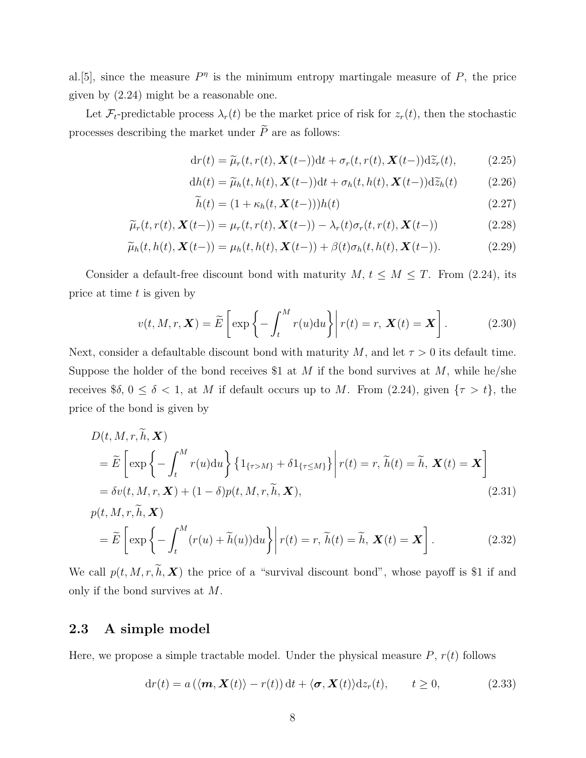al.[5], since the measure $P^\eta$ is the minimum entropy martingale measure of $P$, the price given by (2.24) might be a reasonable one.

Let $\mathcal{F}_t$-predictable process $\lambda_r(t)$ be the market price of risk for $z_r(t)$, then the stochastic processes describing the market under $\widetilde{P}$ are as follows:

$$\mathrm{d}r(t) = \widetilde{\mu}_r(t, r(t), \boldsymbol{X}(t-))\mathrm{d}t + \sigma_r(t, r(t), \boldsymbol{X}(t-))\mathrm{d}\widetilde{z}_r(t), \tag{2.25}$$

$$\mathrm{d}h(t) = \widetilde{\mu}_h(t, h(t), \boldsymbol{X}(t-))\mathrm{d}t + \sigma_h(t, h(t), \boldsymbol{X}(t-))\mathrm{d}\widetilde{z}_h(t) \tag{2.26}$$

$$\widetilde{h}(t) = (1 + \kappa_h(t, \boldsymbol{X}(t-)))h(t) \tag{2.27}$$

$$\widetilde{\mu}_r(t, r(t), \boldsymbol{X}(t-)) = \mu_r(t, r(t), \boldsymbol{X}(t-)) - \lambda_r(t)\sigma_r(t, r(t), \boldsymbol{X}(t-)) \tag{2.28}$$

$$\widetilde{\mu}_h(t, h(t), \boldsymbol{X}(t-)) = \mu_h(t, h(t), \boldsymbol{X}(t-)) + \beta(t)\sigma_h(t, h(t), \boldsymbol{X}(t-)). \tag{2.29}$$

Consider a default-free discount bond with maturity $M$, $t \le M \le T$. From (2.24), its price at time $t$ is given by

$$v(t, M, r, \boldsymbol{X}) = \widetilde{E}\left[\exp\left\{-\int_t^M r(u)\mathrm{d}u\right\}\middle|\, r(t) = r,\ \boldsymbol{X}(t) = \boldsymbol{X}\right]. \tag{2.30}$$

Next, consider a defaultable discount bond with maturity $M$, and let $\tau > 0$ its default time. Suppose the holder of the bond receives \$1 at $M$ if the bond survives at $M$, while he/she receives \$$\delta$, $0 \le \delta < 1$, at $M$ if default occurs up to $M$. From (2.24), given $\{\tau > t\}$, the price of the bond is given by

$$\begin{aligned}
&D(t, M, r, \widetilde{h}, \boldsymbol{X}) \\
&= \widetilde{E}\left[\exp\left\{-\int_t^M r(u)\mathrm{d}u\right\}\left\{1_{\{\tau > M\}} + \delta 1_{\{\tau \le M\}}\right\}\middle|\, r(t) = r,\ \widetilde{h}(t) = \widetilde{h},\ \boldsymbol{X}(t) = \boldsymbol{X}\right] \\
&= \delta v(t, M, r, \boldsymbol{X}) + (1 - \delta)p(t, M, r, \widetilde{h}, \boldsymbol{X}),
\end{aligned} \tag{2.31}$$

$$\begin{aligned}
&p(t, M, r, \widetilde{h}, \boldsymbol{X}) \\
&= \widetilde{E}\left[\exp\left\{-\int_t^M (r(u) + \widetilde{h}(u))\mathrm{d}u\right\}\middle|\, r(t) = r,\ \widetilde{h}(t) = \widetilde{h},\ \boldsymbol{X}(t) = \boldsymbol{X}\right].
\end{aligned} \tag{2.32}$$

We call $p(t, M, r, \widetilde{h}, \boldsymbol{X})$ the price of a "survival discount bond", whose payoff is \$1 if and only if the bond survives at $M$.

## 2.3 A simple model

Here, we propose a simple tractable model. Under the physical measure $P$, $r(t)$ follows

$$\mathrm{d}r(t) = a\left(\langle \boldsymbol{m}, \boldsymbol{X}(t)\rangle - r(t)\right)\mathrm{d}t + \langle \boldsymbol{\sigma}, \boldsymbol{X}(t)\rangle \mathrm{d}z_r(t), \qquad t \ge 0, \tag{2.33}$$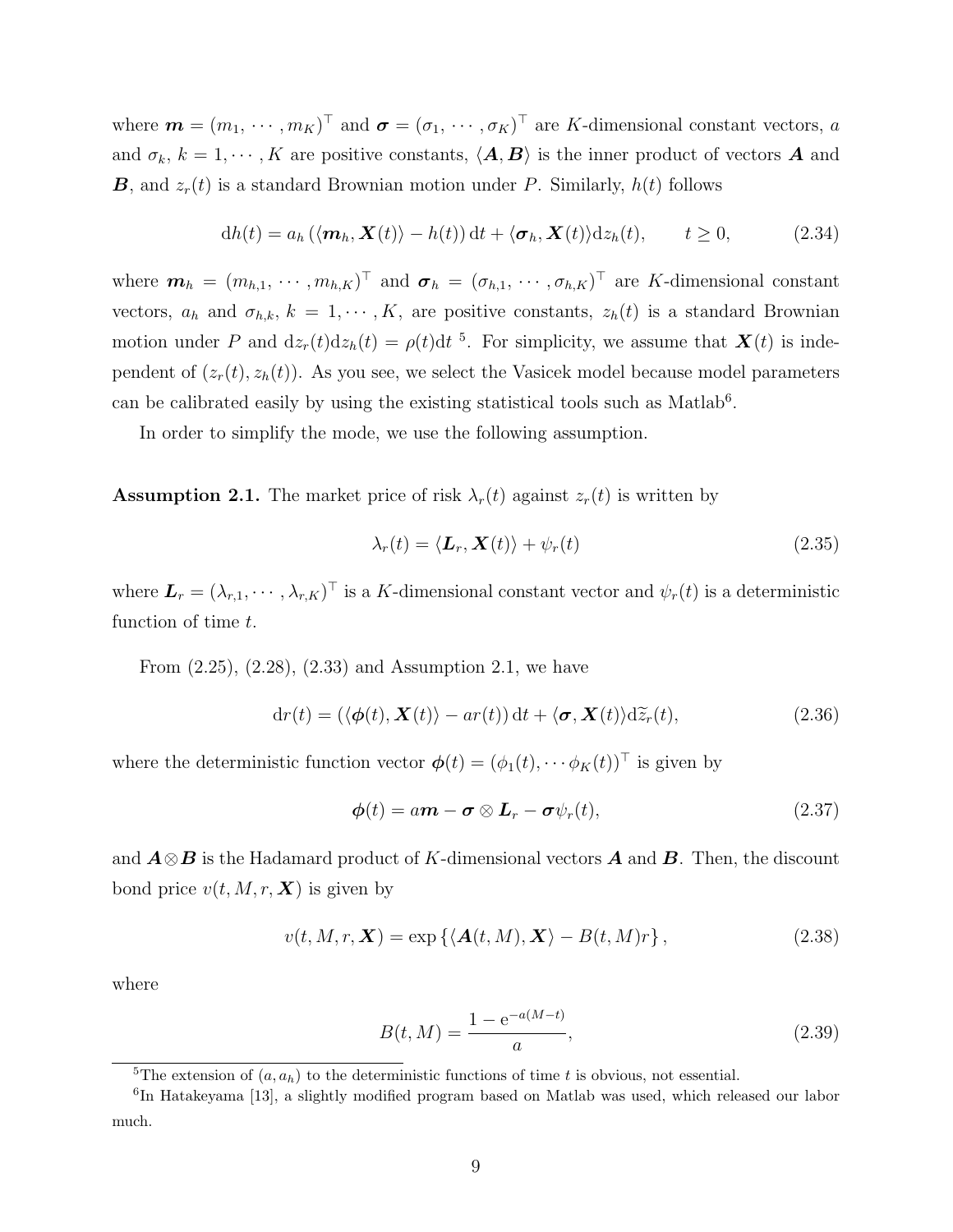where $\boldsymbol{m} = (m_1, \cdots, m_K)^\top$ and $\boldsymbol{\sigma} = (\sigma_1, \cdots, \sigma_K)^\top$ are $K$-dimensional constant vectors, $a$ and $\sigma_k$, $k = 1, \cdots, K$ are positive constants, $\langle \boldsymbol{A}, \boldsymbol{B} \rangle$ is the inner product of vectors $\boldsymbol{A}$ and $\boldsymbol{B}$, and $z_r(t)$ is a standard Brownian motion under $P$. Similarly, $h(t)$ follows

$$\mathrm{d}h(t) = a_h \left( \langle \boldsymbol{m}_h, \boldsymbol{X}(t) \rangle - h(t) \right) \mathrm{d}t + \langle \boldsymbol{\sigma}_h, \boldsymbol{X}(t) \rangle \mathrm{d}z_h(t), \qquad t \geq 0, \tag{2.34}$$

where $\boldsymbol{m}_h = (m_{h,1}, \cdots, m_{h,K})^\top$ and $\boldsymbol{\sigma}_h = (\sigma_{h,1}, \cdots, \sigma_{h,K})^\top$ are $K$-dimensional constant vectors, $a_h$ and $\sigma_{h,k}$, $k = 1, \cdots, K$, are positive constants, $z_h(t)$ is a standard Brownian motion under $P$ and $\mathrm{d}z_r(t)\mathrm{d}z_h(t) = \rho(t)\mathrm{d}t$ [5]. For simplicity, we assume that $\boldsymbol{X}(t)$ is independent of $(z_r(t), z_h(t))$. As you see, we select the Vasicek model because model parameters can be calibrated easily by using the existing statistical tools such as Matlab[6].

In order to simplify the mode, we use the following assumption.

**Assumption 2.1.** The market price of risk $\lambda_r(t)$ against $z_r(t)$ is written by

$$\lambda_r(t) = \langle \boldsymbol{L}_r, \boldsymbol{X}(t) \rangle + \psi_r(t) \tag{2.35}$$

where $\boldsymbol{L}_r = (\lambda_{r,1}, \cdots, \lambda_{r,K})^\top$ is a $K$-dimensional constant vector and $\psi_r(t)$ is a deterministic function of time $t$.

From (2.25), (2.28), (2.33) and Assumption 2.1, we have

$$\mathrm{d}r(t) = \left( \langle \boldsymbol{\phi}(t), \boldsymbol{X}(t) \rangle - ar(t) \right) \mathrm{d}t + \langle \boldsymbol{\sigma}, \boldsymbol{X}(t) \rangle \mathrm{d}\widetilde{z}_r(t), \tag{2.36}$$

where the deterministic function vector $\boldsymbol{\phi}(t) = (\phi_1(t), \cdots \phi_K(t))^\top$ is given by

$$\boldsymbol{\phi}(t) = a\boldsymbol{m} - \boldsymbol{\sigma} \otimes \boldsymbol{L}_r - \boldsymbol{\sigma}\psi_r(t), \tag{2.37}$$

and $\boldsymbol{A} \otimes \boldsymbol{B}$ is the Hadamard product of $K$-dimensional vectors $\boldsymbol{A}$ and $\boldsymbol{B}$. Then, the discount bond price $v(t, M, r, \boldsymbol{X})$ is given by

$$v(t, M, r, \boldsymbol{X}) = \exp \left\{ \langle \boldsymbol{A}(t, M), \boldsymbol{X} \rangle - B(t, M) r \right\}, \tag{2.38}$$

where

$$B(t, M) = \frac{1 - \mathrm{e}^{-a(M-t)}}{a}, \tag{2.39}$$

[5] The extension of $(a, a_h)$ to the deterministic functions of time $t$ is obvious, not essential.

[6] In Hatakeyama [13], a slightly modified program based on Matlab was used, which released our labor much.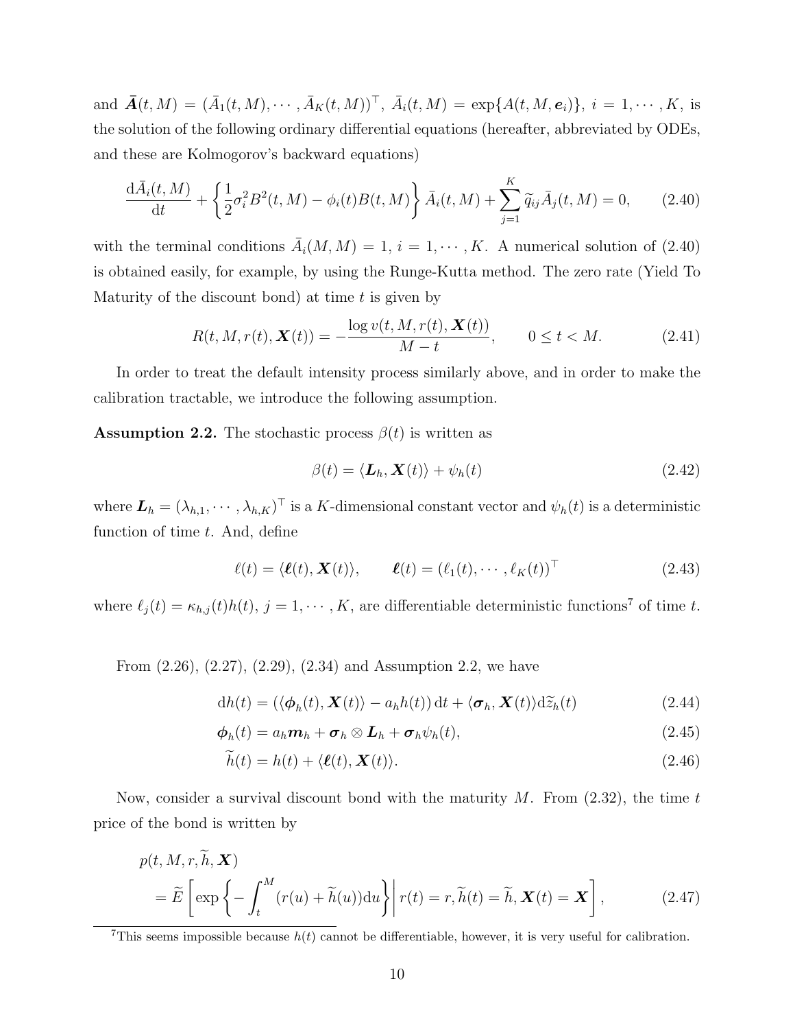and $\bar{\boldsymbol{A}}(t, M) = (\bar{A}_1(t, M), \cdots, \bar{A}_K(t, M))^\top$, $\bar{A}_i(t, M) = \exp\{A(t, M, \boldsymbol{e}_i)\}$, $i = 1, \cdots, K$, is the solution of the following ordinary differential equations (hereafter, abbreviated by ODEs, and these are Kolmogorov's backward equations)

$$\frac{\mathrm{d}\bar{A}_i(t, M)}{\mathrm{d}t} + \left\{ \frac{1}{2}\sigma_i^2 B^2(t, M) - \phi_i(t) B(t, M) \right\} \bar{A}_i(t, M) + \sum_{j=1}^{K} \widetilde{q}_{ij} \bar{A}_j(t, M) = 0, \tag{2.40}$$

with the terminal conditions $\bar{A}_i(M, M) = 1$, $i = 1, \cdots, K$. A numerical solution of (2.40) is obtained easily, for example, by using the Runge-Kutta method. The zero rate (Yield To Maturity of the discount bond) at time $t$ is given by

$$R(t, M, r(t), \boldsymbol{X}(t)) = -\frac{\log v(t, M, r(t), \boldsymbol{X}(t))}{M - t}, \qquad 0 \le t < M. \tag{2.41}$$

In order to treat the default intensity process similarly above, and in order to make the calibration tractable, we introduce the following assumption.

**Assumption 2.2.** The stochastic process $\beta(t)$ is written as

$$\beta(t) = \langle \boldsymbol{L}_h, \boldsymbol{X}(t) \rangle + \psi_h(t) \tag{2.42}$$

where $\boldsymbol{L}_h = (\lambda_{h,1}, \cdots, \lambda_{h,K})^\top$ is a $K$-dimensional constant vector and $\psi_h(t)$ is a deterministic function of time $t$. And, define

$$\ell(t) = \langle \boldsymbol{\ell}(t), \boldsymbol{X}(t) \rangle, \qquad \boldsymbol{\ell}(t) = (\ell_1(t), \cdots, \ell_K(t))^\top \tag{2.43}$$

where $\ell_j(t) = \kappa_{h,j}(t) h(t)$, $j = 1, \cdots, K$, are differentiable deterministic functions[7] of time $t$.

From (2.26), (2.27), (2.29), (2.34) and Assumption 2.2, we have

$$\mathrm{d}h(t) = (\langle \boldsymbol{\phi}_h(t), \boldsymbol{X}(t) \rangle - a_h h(t))\,\mathrm{d}t + \langle \boldsymbol{\sigma}_h, \boldsymbol{X}(t) \rangle \mathrm{d}\widetilde{z}_h(t) \tag{2.44}$$

$$\boldsymbol{\phi}_h(t) = a_h \boldsymbol{m}_h + \boldsymbol{\sigma}_h \otimes \boldsymbol{L}_h + \boldsymbol{\sigma}_h \psi_h(t), \tag{2.45}$$

$$\widetilde{h}(t) = h(t) + \langle \boldsymbol{\ell}(t), \boldsymbol{X}(t) \rangle. \tag{2.46}$$

Now, consider a survival discount bond with the maturity $M$. From (2.32), the time $t$ price of the bond is written by

$$\begin{aligned} &p(t, M, r, \widetilde{h}, \boldsymbol{X}) \\ &\quad = \widetilde{E}\left[ \exp\left\{ -\int_t^M (r(u) + \widetilde{h}(u))\mathrm{d}u \right\} \middle| \, r(t) = r, \widetilde{h}(t) = \widetilde{h}, \boldsymbol{X}(t) = \boldsymbol{X} \right], \end{aligned} \tag{2.47}$$

[7] This seems impossible because $h(t)$ cannot be differentiable, however, it is very useful for calibration.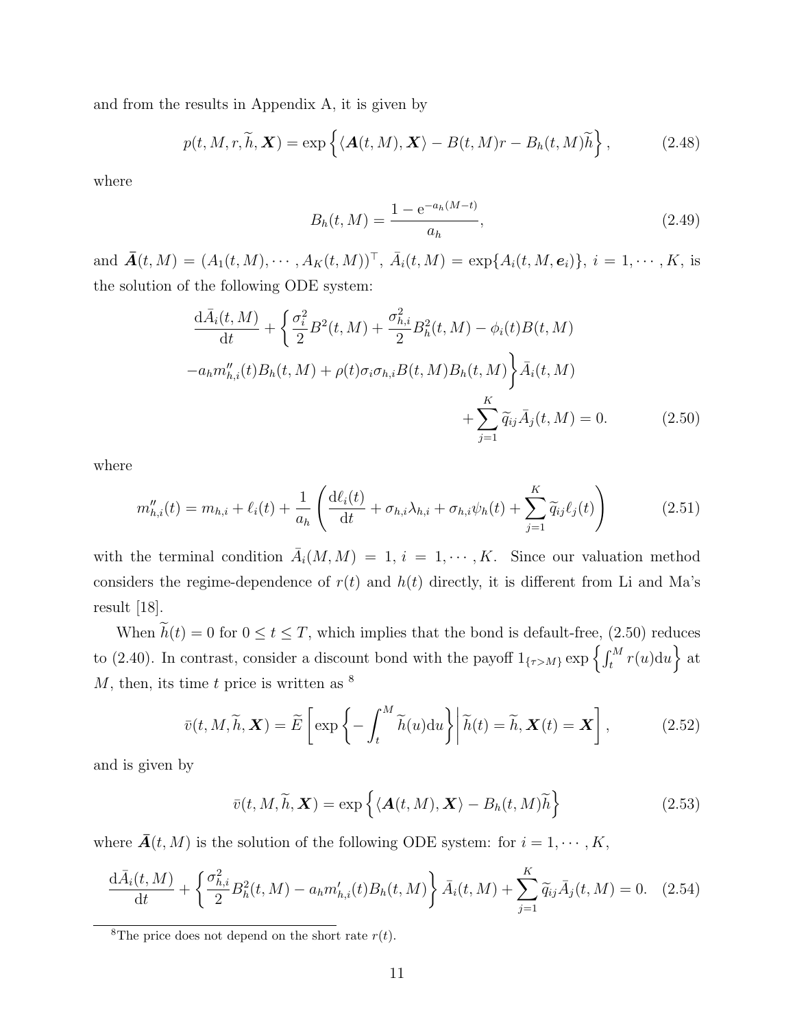and from the results in Appendix A, it is given by

$$p(t, M, r, \widetilde{h}, \boldsymbol{X}) = \exp\left\{\langle \boldsymbol{A}(t, M), \boldsymbol{X}\rangle - B(t, M)r - B_h(t, M)\widetilde{h}\right\}, \tag{2.48}$$

where

$$B_h(t, M) = \frac{1 - \mathrm{e}^{-a_h(M-t)}}{a_h}, \tag{2.49}$$

and $\bar{\boldsymbol{A}}(t, M) = (A_1(t, M), \cdots, A_K(t, M))^\top$, $\bar{A}_i(t, M) = \exp\{A_i(t, M, \boldsymbol{e}_i)\}$, $i = 1, \cdots, K$, is the solution of the following ODE system:

$$\begin{aligned}\frac{\mathrm{d}\bar{A}_i(t, M)}{\mathrm{d}t} + \Bigg\{ &\frac{\sigma_i^2}{2}B^2(t, M) + \frac{\sigma_{h,i}^2}{2}B_h^2(t, M) - \phi_i(t)B(t, M) \\ &- a_h m''_{h,i}(t)B_h(t, M) + \rho(t)\sigma_i\sigma_{h,i}B(t, M)B_h(t, M)\Bigg\}\bar{A}_i(t, M) \\ &+ \sum_{j=1}^{K}\widetilde{q}_{ij}\bar{A}_j(t, M) = 0.\end{aligned} \tag{2.50}$$

where

$$m''_{h,i}(t) = m_{h,i} + \ell_i(t) + \frac{1}{a_h}\left(\frac{\mathrm{d}\ell_i(t)}{\mathrm{d}t} + \sigma_{h,i}\lambda_{h,i} + \sigma_{h,i}\psi_h(t) + \sum_{j=1}^{K}\widetilde{q}_{ij}\ell_j(t)\right) \tag{2.51}$$

with the terminal condition $\bar{A}_i(M, M) = 1$, $i = 1, \cdots, K$. Since our valuation method considers the regime-dependence of $r(t)$ and $h(t)$ directly, it is different from Li and Ma's result [18].

When $\widetilde{h}(t) = 0$ for $0 \leq t \leq T$, which implies that the bond is default-free, (2.50) reduces to (2.40). In contrast, consider a discount bond with the payoff $1_{\{\tau > M\}}\exp\left\{\int_t^M r(u)\mathrm{d}u\right\}$ at $M$, then, its time $t$ price is written as [8]

$$\bar{v}(t, M, \widetilde{h}, \boldsymbol{X}) = \widetilde{E}\left[\exp\left\{-\int_t^M \widetilde{h}(u)\mathrm{d}u\right\}\middle| \widetilde{h}(t) = \widetilde{h}, \boldsymbol{X}(t) = \boldsymbol{X}\right], \tag{2.52}$$

and is given by

$$\bar{v}(t, M, \widetilde{h}, \boldsymbol{X}) = \exp\left\{\langle \boldsymbol{A}(t, M), \boldsymbol{X}\rangle - B_h(t, M)\widetilde{h}\right\} \tag{2.53}$$

where $\bar{\boldsymbol{A}}(t, M)$ is the solution of the following ODE system: for $i = 1, \cdots, K$,

$$\frac{\mathrm{d}\bar{A}_i(t, M)}{\mathrm{d}t} + \left\{\frac{\sigma_{h,i}^2}{2}B_h^2(t, M) - a_h m'_{h,i}(t)B_h(t, M)\right\}\bar{A}_i(t, M) + \sum_{j=1}^{K}\widetilde{q}_{ij}\bar{A}_j(t, M) = 0. \tag{2.54}$$

[8] The price does not depend on the short rate $r(t)$.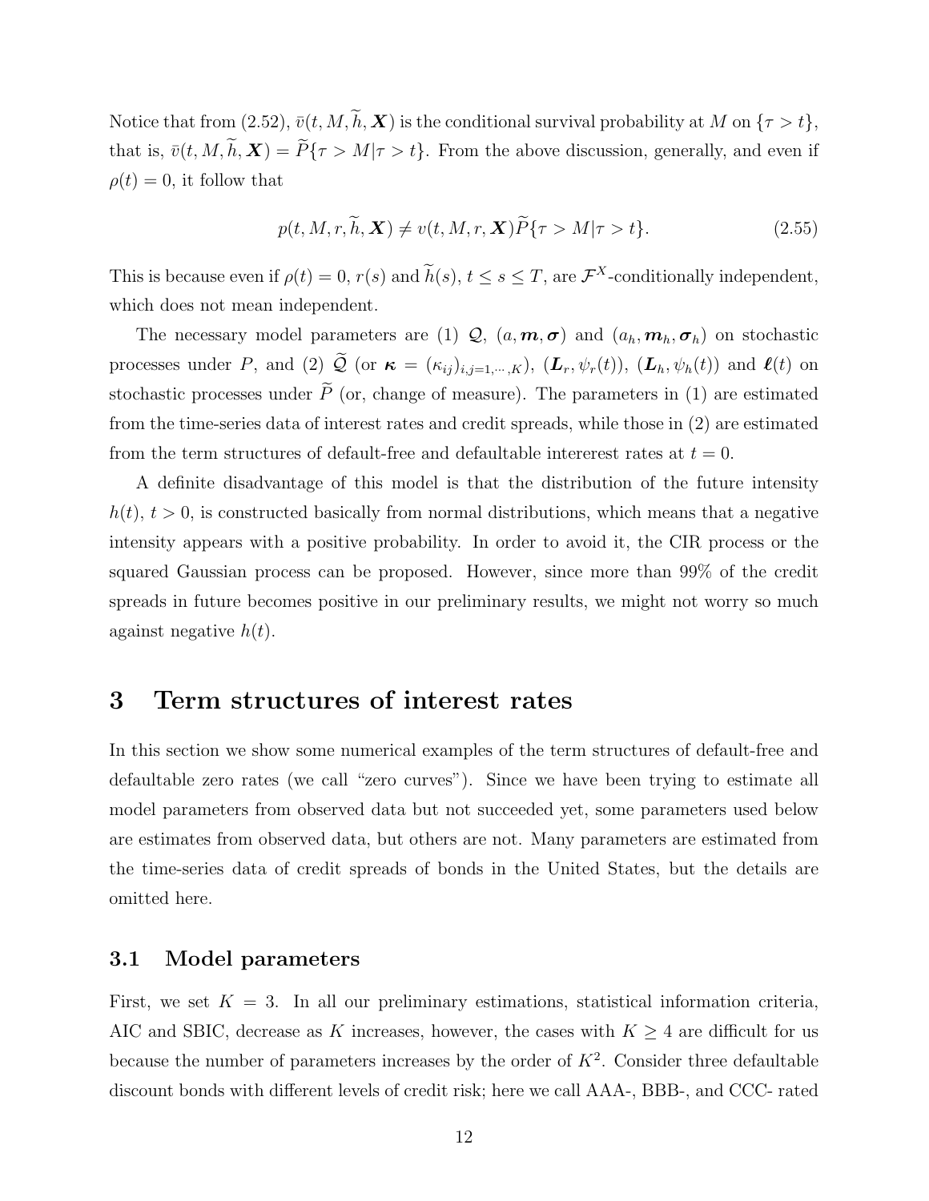Notice that from (2.52), $\bar{v}(t, M, \widetilde{h}, \boldsymbol{X})$ is the conditional survival probability at $M$ on $\{\tau > t\}$, that is, $\bar{v}(t, M, \widetilde{h}, \boldsymbol{X}) = \widetilde{P}\{\tau > M | \tau > t\}$. From the above discussion, generally, and even if $\rho(t) = 0$, it follow that

$$p(t, M, r, \widetilde{h}, \boldsymbol{X}) \neq v(t, M, r, \boldsymbol{X}) \widetilde{P}\{\tau > M | \tau > t\}. \tag{2.55}$$

This is because even if $\rho(t) = 0$, $r(s)$ and $\widetilde{h}(s)$, $t \leq s \leq T$, are $\mathcal{F}^X$-conditionally independent, which does not mean independent.

The necessary model parameters are (1) $\mathcal{Q}$, $(a, \boldsymbol{m}, \boldsymbol{\sigma})$ and $(a_h, \boldsymbol{m}_h, \boldsymbol{\sigma}_h)$ on stochastic processes under $P$, and (2) $\widetilde{\mathcal{Q}}$ (or $\boldsymbol{\kappa} = (\kappa_{ij})_{i,j=1,\cdots,K}$), $(\boldsymbol{L}_r, \psi_r(t))$, $(\boldsymbol{L}_h, \psi_h(t))$ and $\boldsymbol{\ell}(t)$ on stochastic processes under $\widetilde{P}$ (or, change of measure). The parameters in (1) are estimated from the time-series data of interest rates and credit spreads, while those in (2) are estimated from the term structures of default-free and defaultable intererest rates at $t = 0$.

A definite disadvantage of this model is that the distribution of the future intensity $h(t)$, $t > 0$, is constructed basically from normal distributions, which means that a negative intensity appears with a positive probability. In order to avoid it, the CIR process or the squared Gaussian process can be proposed. However, since more than 99% of the credit spreads in future becomes positive in our preliminary results, we might not worry so much against negative $h(t)$.

# 3 Term structures of interest rates

In this section we show some numerical examples of the term structures of default-free and defaultable zero rates (we call "zero curves"). Since we have been trying to estimate all model parameters from observed data but not succeeded yet, some parameters used below are estimates from observed data, but others are not. Many parameters are estimated from the time-series data of credit spreads of bonds in the United States, but the details are omitted here.

## 3.1 Model parameters

First, we set $K = 3$. In all our preliminary estimations, statistical information criteria, AIC and SBIC, decrease as $K$ increases, however, the cases with $K \geq 4$ are difficult for us because the number of parameters increases by the order of $K^2$. Consider three defaultable discount bonds with different levels of credit risk; here we call AAA-, BBB-, and CCC- rated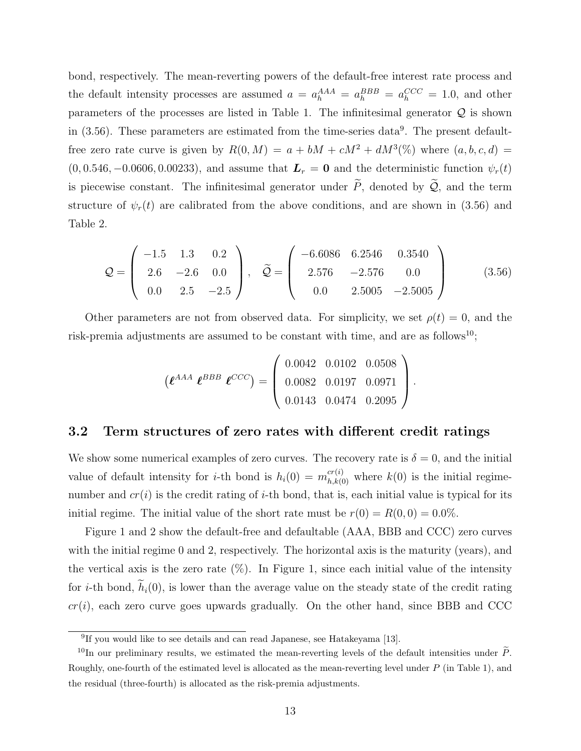bond, respectively. The mean-reverting powers of the default-free interest rate process and the default intensity processes are assumed $a = a_h^{AAA} = a_h^{BBB} = a_h^{CCC} = 1.0$, and other parameters of the processes are listed in Table 1. The infinitesimal generator $\mathcal{Q}$ is shown in (3.56). These parameters are estimated from the time-series data[9]. The present default-free zero rate curve is given by $R(0, M) = a + bM + cM^2 + dM^3(\%)$ where $(a, b, c, d) = (0, 0.546, -0.0606, 0.00233)$, and assume that $\boldsymbol{L}_r = \boldsymbol{0}$ and the deterministic function $\psi_r(t)$ is piecewise constant. The infinitesimal generator under $\widetilde{P}$, denoted by $\widetilde{\mathcal{Q}}$, and the term structure of $\psi_r(t)$ are calibrated from the above conditions, and are shown in (3.56) and Table 2.

$$\mathcal{Q} = \begin{pmatrix} -1.5 & 1.3 & 0.2 \\ 2.6 & -2.6 & 0.0 \\ 0.0 & 2.5 & -2.5 \end{pmatrix}, \quad \widetilde{\mathcal{Q}} = \begin{pmatrix} -6.6086 & 6.2546 & 0.3540 \\ 2.576 & -2.576 & 0.0 \\ 0.0 & 2.5005 & -2.5005 \end{pmatrix} \tag{3.56}$$

Other parameters are not from observed data. For simplicity, we set $\rho(t) = 0$, and the risk-premia adjustments are assumed to be constant with time, and are as follows[10];

$$\left(\boldsymbol{\ell}^{AAA}\ \boldsymbol{\ell}^{BBB}\ \boldsymbol{\ell}^{CCC}\right) = \begin{pmatrix} 0.0042 & 0.0102 & 0.0508 \\ 0.0082 & 0.0197 & 0.0971 \\ 0.0143 & 0.0474 & 0.2095 \end{pmatrix}.$$

## 3.2 Term structures of zero rates with different credit ratings

We show some numerical examples of zero curves. The recovery rate is $\delta = 0$, and the initial value of default intensity for $i$-th bond is $h_i(0) = m_{h,k(0)}^{cr(i)}$ where $k(0)$ is the initial regime-number and $cr(i)$ is the credit rating of $i$-th bond, that is, each initial value is typical for its initial regime. The initial value of the short rate must be $r(0) = R(0, 0) = 0.0\%$.

Figure 1 and 2 show the default-free and defaultable (AAA, BBB and CCC) zero curves with the initial regime 0 and 2, respectively. The horizontal axis is the maturity (years), and the vertical axis is the zero rate (%). In Figure 1, since each initial value of the intensity for $i$-th bond, $\widetilde{h}_i(0)$, is lower than the average value on the steady state of the credit rating $cr(i)$, each zero curve goes upwards gradually. On the other hand, since BBB and CCC

[9] If you would like to see details and can read Japanese, see Hatakeyama [13].

[10] In our preliminary results, we estimated the mean-reverting levels of the default intensities under $\widetilde{P}$. Roughly, one-fourth of the estimated level is allocated as the mean-reverting level under $P$ (in Table 1), and the residual (three-fourth) is allocated as the risk-premia adjustments.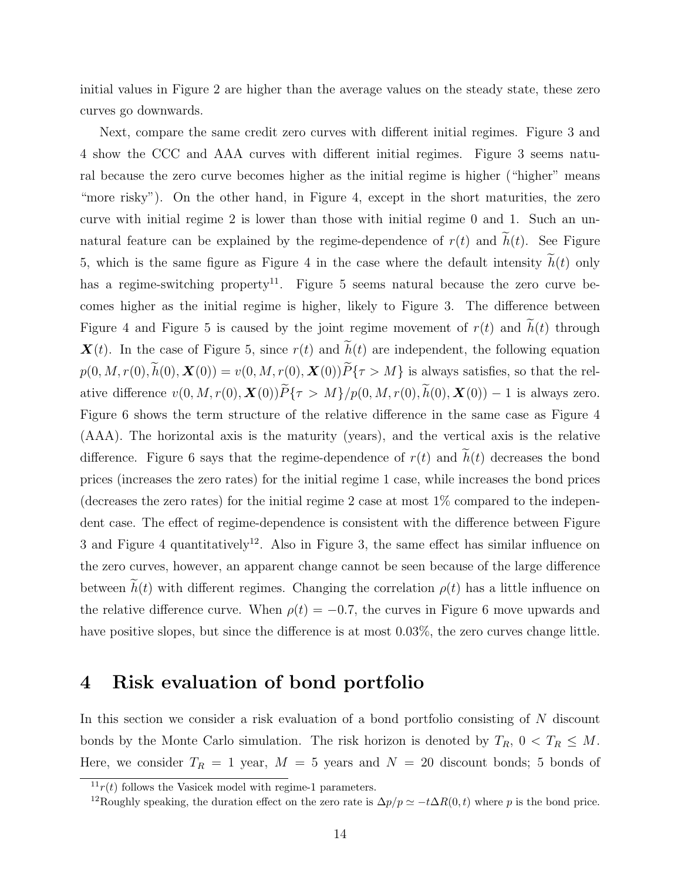initial values in Figure 2 are higher than the average values on the steady state, these zero curves go downwards.

Next, compare the same credit zero curves with different initial regimes. Figure 3 and 4 show the CCC and AAA curves with different initial regimes. Figure 3 seems natural because the zero curve becomes higher as the initial regime is higher ("higher" means "more risky"). On the other hand, in Figure 4, except in the short maturities, the zero curve with initial regime 2 is lower than those with initial regime 0 and 1. Such an unnatural feature can be explained by the regime-dependence of $r(t)$ and $\widetilde{h}(t)$. See Figure 5, which is the same figure as Figure 4 in the case where the default intensity $\widetilde{h}(t)$ only has a regime-switching property[11]. Figure 5 seems natural because the zero curve becomes higher as the initial regime is higher, likely to Figure 3. The difference between Figure 4 and Figure 5 is caused by the joint regime movement of $r(t)$ and $\widetilde{h}(t)$ through $\boldsymbol{X}(t)$. In the case of Figure 5, since $r(t)$ and $\widetilde{h}(t)$ are independent, the following equation $p(0, M, r(0), \widetilde{h}(0), \boldsymbol{X}(0)) = v(0, M, r(0), \boldsymbol{X}(0))\widetilde{P}\{\tau > M\}$ is always satisfies, so that the relative difference $v(0, M, r(0), \boldsymbol{X}(0))\widetilde{P}\{\tau > M\}/p(0, M, r(0), \widetilde{h}(0), \boldsymbol{X}(0)) - 1$ is always zero. Figure 6 shows the term structure of the relative difference in the same case as Figure 4 (AAA). The horizontal axis is the maturity (years), and the vertical axis is the relative difference. Figure 6 says that the regime-dependence of $r(t)$ and $\widetilde{h}(t)$ decreases the bond prices (increases the zero rates) for the initial regime 1 case, while increases the bond prices (decreases the zero rates) for the initial regime 2 case at most 1% compared to the independent case. The effect of regime-dependence is consistent with the difference between Figure 3 and Figure 4 quantitatively[12]. Also in Figure 3, the same effect has similar influence on the zero curves, however, an apparent change cannot be seen because of the large difference between $\widetilde{h}(t)$ with different regimes. Changing the correlation $\rho(t)$ has a little influence on the relative difference curve. When $\rho(t) = -0.7$, the curves in Figure 6 move upwards and have positive slopes, but since the difference is at most 0.03%, the zero curves change little.

# 4 Risk evaluation of bond portfolio

In this section we consider a risk evaluation of a bond portfolio consisting of $N$ discount bonds by the Monte Carlo simulation. The risk horizon is denoted by $T_R$, $0 < T_R \leq M$. Here, we consider $T_R = 1$ year, $M = 5$ years and $N = 20$ discount bonds; 5 bonds of

---

[11] $r(t)$ follows the Vasicek model with regime-1 parameters.

[12] Roughly speaking, the duration effect on the zero rate is $\Delta p/p \simeq -t\Delta R(0, t)$ where $p$ is the bond price.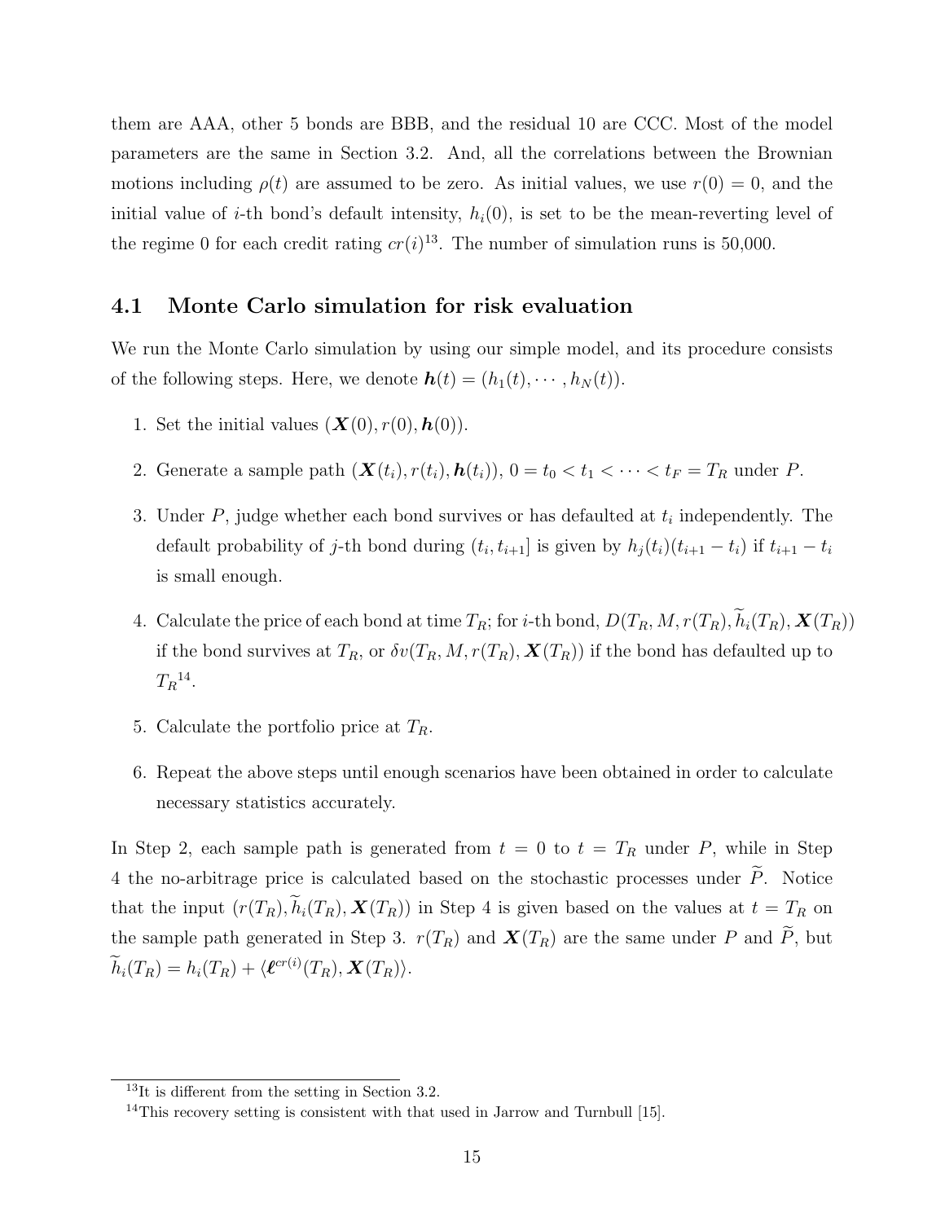them are AAA, other 5 bonds are BBB, and the residual 10 are CCC. Most of the model parameters are the same in Section 3.2. And, all the correlations between the Brownian motions including $\rho(t)$ are assumed to be zero. As initial values, we use $r(0) = 0$, and the initial value of $i$-th bond's default intensity, $h_i(0)$, is set to be the mean-reverting level of the regime 0 for each credit rating $cr(i)$[13]. The number of simulation runs is 50,000.

## 4.1 Monte Carlo simulation for risk evaluation

We run the Monte Carlo simulation by using our simple model, and its procedure consists of the following steps. Here, we denote $\boldsymbol{h}(t) = (h_1(t), \cdots, h_N(t))$.

1. Set the initial values $(\boldsymbol{X}(0), r(0), \boldsymbol{h}(0))$.
2. Generate a sample path $(\boldsymbol{X}(t_i), r(t_i), \boldsymbol{h}(t_i))$, $0 = t_0 < t_1 < \cdots < t_F = T_R$ under $P$.
3. Under $P$, judge whether each bond survives or has defaulted at $t_i$ independently. The default probability of $j$-th bond during $(t_i, t_{i+1}]$ is given by $h_j(t_i)(t_{i+1} - t_i)$ if $t_{i+1} - t_i$ is small enough.
4. Calculate the price of each bond at time $T_R$; for $i$-th bond, $D(T_R, M, r(T_R), \widetilde{h}_i(T_R), \boldsymbol{X}(T_R))$ if the bond survives at $T_R$, or $\delta v(T_R, M, r(T_R), \boldsymbol{X}(T_R))$ if the bond has defaulted up to $T_R$[14].
5. Calculate the portfolio price at $T_R$.
6. Repeat the above steps until enough scenarios have been obtained in order to calculate necessary statistics accurately.

In Step 2, each sample path is generated from $t = 0$ to $t = T_R$ under $P$, while in Step 4 the no-arbitrage price is calculated based on the stochastic processes under $\widetilde{P}$. Notice that the input $(r(T_R), \widetilde{h}_i(T_R), \boldsymbol{X}(T_R))$ in Step 4 is given based on the values at $t = T_R$ on the sample path generated in Step 3. $r(T_R)$ and $\boldsymbol{X}(T_R)$ are the same under $P$ and $\widetilde{P}$, but $\widetilde{h}_i(T_R) = h_i(T_R) + \langle \boldsymbol{\ell}^{cr(i)}(T_R), \boldsymbol{X}(T_R) \rangle$.

---

[13] It is different from the setting in Section 3.2.

[14] This recovery setting is consistent with that used in Jarrow and Turnbull [15].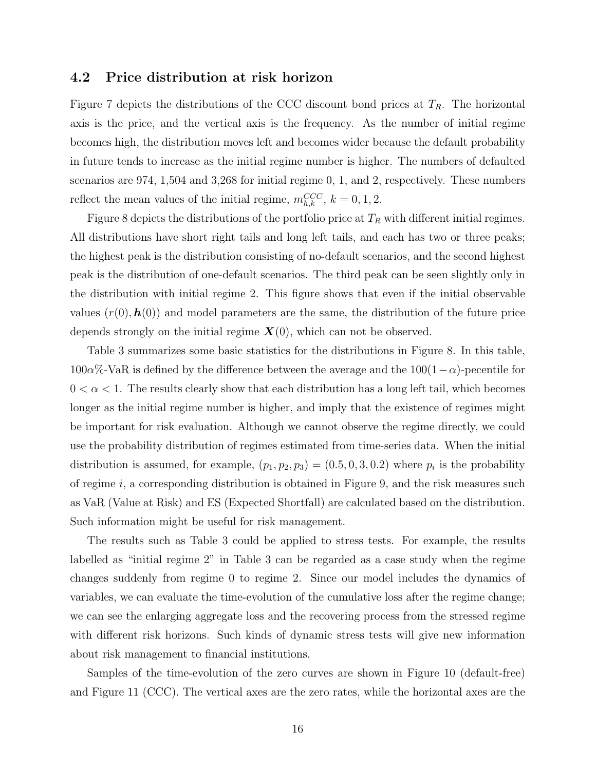### 4.2 Price distribution at risk horizon

Figure 7 depicts the distributions of the CCC discount bond prices at $T_R$. The horizontal axis is the price, and the vertical axis is the frequency. As the number of initial regime becomes high, the distribution moves left and becomes wider because the default probability in future tends to increase as the initial regime number is higher. The numbers of defaulted scenarios are 974, 1,504 and 3,268 for initial regime 0, 1, and 2, respectively. These numbers reflect the mean values of the initial regime, $m_{h,k}^{CCC}$, $k = 0, 1, 2$.

Figure 8 depicts the distributions of the portfolio price at $T_R$ with different initial regimes. All distributions have short right tails and long left tails, and each has two or three peaks; the highest peak is the distribution consisting of no-default scenarios, and the second highest peak is the distribution of one-default scenarios. The third peak can be seen slightly only in the distribution with initial regime 2. This figure shows that even if the initial observable values $(r(0), \boldsymbol{h}(0))$ and model parameters are the same, the distribution of the future price depends strongly on the initial regime $\boldsymbol{X}(0)$, which can not be observed.

Table 3 summarizes some basic statistics for the distributions in Figure 8. In this table, $100\alpha\%$-VaR is defined by the difference between the average and the $100(1-\alpha)$-pecentile for $0 < \alpha < 1$. The results clearly show that each distribution has a long left tail, which becomes longer as the initial regime number is higher, and imply that the existence of regimes might be important for risk evaluation. Although we cannot observe the regime directly, we could use the probability distribution of regimes estimated from time-series data. When the initial distribution is assumed, for example, $(p_1, p_2, p_3) = (0.5, 0, 3, 0.2)$ where $p_i$ is the probability of regime $i$, a corresponding distribution is obtained in Figure 9, and the risk measures such as VaR (Value at Risk) and ES (Expected Shortfall) are calculated based on the distribution. Such information might be useful for risk management.

The results such as Table 3 could be applied to stress tests. For example, the results labelled as "initial regime 2" in Table 3 can be regarded as a case study when the regime changes suddenly from regime 0 to regime 2. Since our model includes the dynamics of variables, we can evaluate the time-evolution of the cumulative loss after the regime change; we can see the enlarging aggregate loss and the recovering process from the stressed regime with different risk horizons. Such kinds of dynamic stress tests will give new information about risk management to financial institutions.

Samples of the time-evolution of the zero curves are shown in Figure 10 (default-free) and Figure 11 (CCC). The vertical axes are the zero rates, while the horizontal axes are the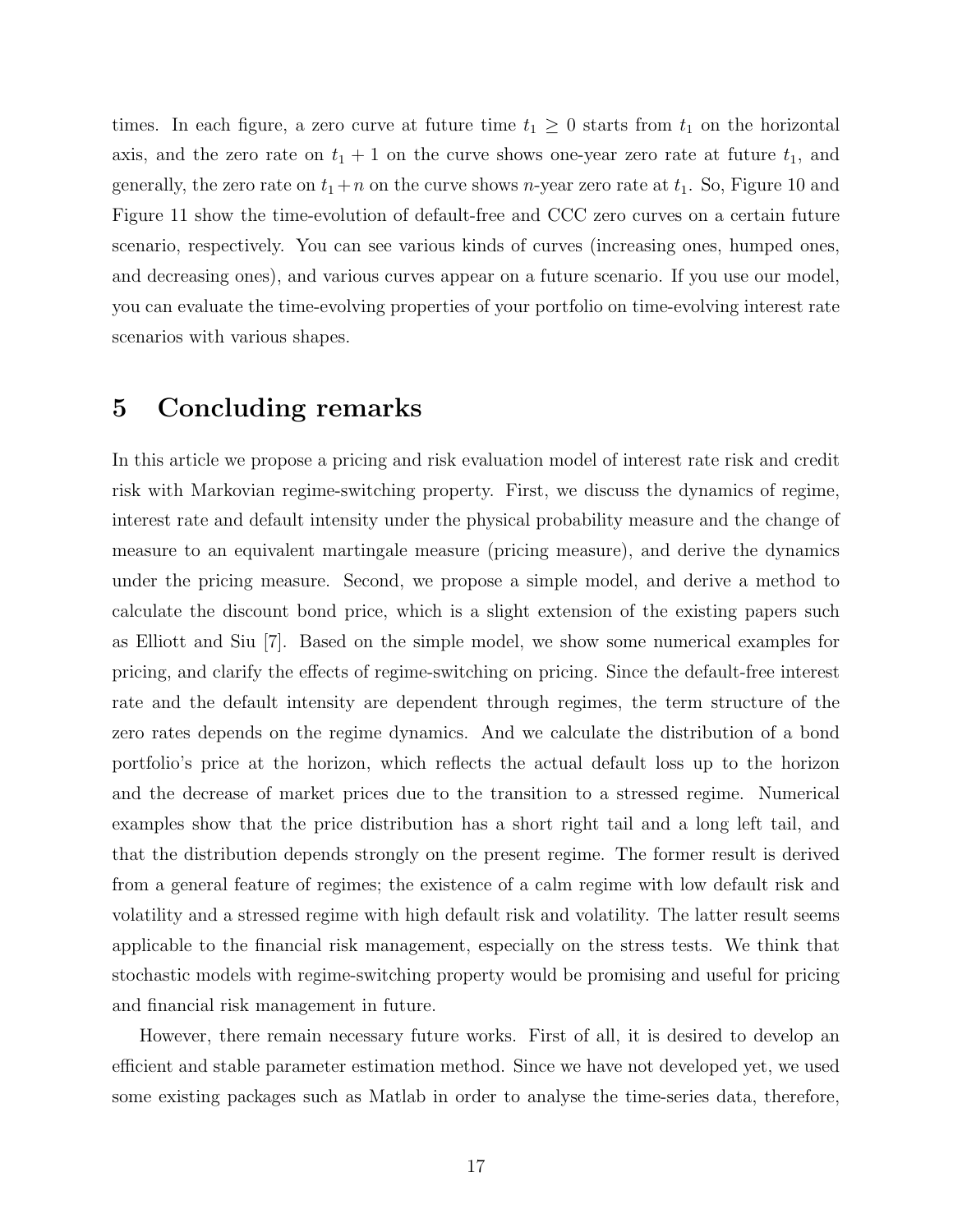times. In each figure, a zero curve at future time $t_1 \geq 0$ starts from $t_1$ on the horizontal axis, and the zero rate on $t_1 + 1$ on the curve shows one-year zero rate at future $t_1$, and generally, the zero rate on $t_1 + n$ on the curve shows $n$-year zero rate at $t_1$. So, Figure 10 and Figure 11 show the time-evolution of default-free and CCC zero curves on a certain future scenario, respectively. You can see various kinds of curves (increasing ones, humped ones, and decreasing ones), and various curves appear on a future scenario. If you use our model, you can evaluate the time-evolving properties of your portfolio on time-evolving interest rate scenarios with various shapes.

# 5 Concluding remarks

In this article we propose a pricing and risk evaluation model of interest rate risk and credit risk with Markovian regime-switching property. First, we discuss the dynamics of regime, interest rate and default intensity under the physical probability measure and the change of measure to an equivalent martingale measure (pricing measure), and derive the dynamics under the pricing measure. Second, we propose a simple model, and derive a method to calculate the discount bond price, which is a slight extension of the existing papers such as Elliott and Siu [7]. Based on the simple model, we show some numerical examples for pricing, and clarify the effects of regime-switching on pricing. Since the default-free interest rate and the default intensity are dependent through regimes, the term structure of the zero rates depends on the regime dynamics. And we calculate the distribution of a bond portfolio's price at the horizon, which reflects the actual default loss up to the horizon and the decrease of market prices due to the transition to a stressed regime. Numerical examples show that the price distribution has a short right tail and a long left tail, and that the distribution depends strongly on the present regime. The former result is derived from a general feature of regimes; the existence of a calm regime with low default risk and volatility and a stressed regime with high default risk and volatility. The latter result seems applicable to the financial risk management, especially on the stress tests. We think that stochastic models with regime-switching property would be promising and useful for pricing and financial risk management in future.

However, there remain necessary future works. First of all, it is desired to develop an efficient and stable parameter estimation method. Since we have not developed yet, we used some existing packages such as Matlab in order to analyse the time-series data, therefore,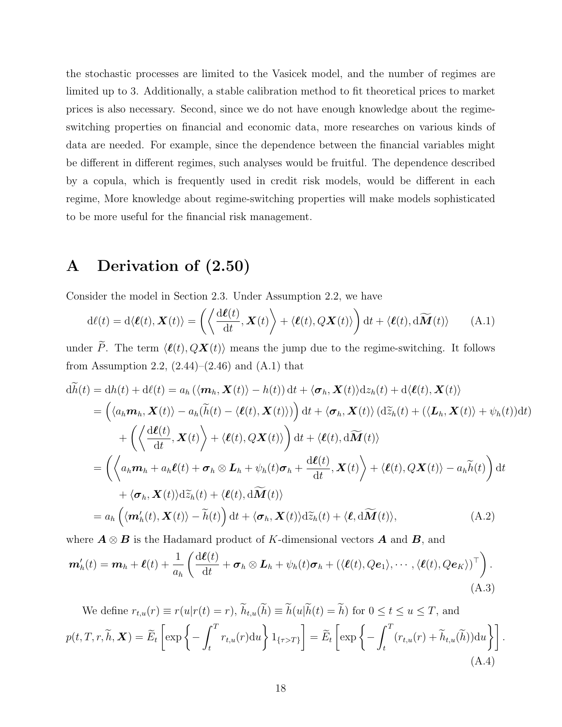the stochastic processes are limited to the Vasicek model, and the number of regimes are limited up to 3. Additionally, a stable calibration method to fit theoretical prices to market prices is also necessary. Second, since we do not have enough knowledge about the regime-switching properties on financial and economic data, more researches on various kinds of data are needed. For example, since the dependence between the financial variables might be different in different regimes, such analyses would be fruitful. The dependence described by a copula, which is frequently used in credit risk models, would be different in each regime, More knowledge about regime-switching properties will make models sophisticated to be more useful for the financial risk management.

# A Derivation of (2.50)

Consider the model in Section 2.3. Under Assumption 2.2, we have

$$\mathrm{d}\ell(t) = \mathrm{d}\langle \boldsymbol{\ell}(t), \boldsymbol{X}(t)\rangle = \left( \left\langle \frac{\mathrm{d}\boldsymbol{\ell}(t)}{\mathrm{d}t}, \boldsymbol{X}(t) \right\rangle + \langle \boldsymbol{\ell}(t), Q\boldsymbol{X}(t)\rangle \right) \mathrm{d}t + \langle \boldsymbol{\ell}(t), \mathrm{d}\widetilde{\boldsymbol{M}}(t)\rangle \tag{A.1}$$

under $\widetilde{P}$. The term $\langle \boldsymbol{\ell}(t), Q\boldsymbol{X}(t)\rangle$ means the jump due to the regime-switching. It follows from Assumption 2.2, (2.44)–(2.46) and (A.1) that

$$\begin{aligned}
\mathrm{d}\widetilde{h}(t) &= \mathrm{d}h(t) + \mathrm{d}\ell(t) = a_h\left(\langle \boldsymbol{m}_h, \boldsymbol{X}(t)\rangle - h(t)\right)\mathrm{d}t + \langle \boldsymbol{\sigma}_h, \boldsymbol{X}(t)\rangle \mathrm{d}z_h(t) + \mathrm{d}\langle \boldsymbol{\ell}(t), \boldsymbol{X}(t)\rangle \\
&= \left(\langle a_h \boldsymbol{m}_h, \boldsymbol{X}(t)\rangle - a_h(\widetilde{h}(t) - \langle \boldsymbol{\ell}(t), \boldsymbol{X}(t)\rangle)\right)\mathrm{d}t + \langle \boldsymbol{\sigma}_h, \boldsymbol{X}(t)\rangle\left(\mathrm{d}\widetilde{z}_h(t) + (\langle \boldsymbol{L}_h, \boldsymbol{X}(t)\rangle + \psi_h(t))\mathrm{d}t\right) \\
&\quad + \left( \left\langle \frac{\mathrm{d}\boldsymbol{\ell}(t)}{\mathrm{d}t}, \boldsymbol{X}(t) \right\rangle + \langle \boldsymbol{\ell}(t), Q\boldsymbol{X}(t)\rangle \right) \mathrm{d}t + \langle \boldsymbol{\ell}(t), \mathrm{d}\widetilde{\boldsymbol{M}}(t)\rangle \\
&= \left( \left\langle a_h\boldsymbol{m}_h + a_h\boldsymbol{\ell}(t) + \boldsymbol{\sigma}_h \otimes \boldsymbol{L}_h + \psi_h(t)\boldsymbol{\sigma}_h + \frac{\mathrm{d}\boldsymbol{\ell}(t)}{\mathrm{d}t}, \boldsymbol{X}(t) \right\rangle + \langle \boldsymbol{\ell}(t), Q\boldsymbol{X}(t)\rangle - a_h\widetilde{h}(t) \right)\mathrm{d}t \\
&\quad + \langle \boldsymbol{\sigma}_h, \boldsymbol{X}(t)\rangle \mathrm{d}\widetilde{z}_h(t) + \langle \boldsymbol{\ell}(t), \mathrm{d}\widetilde{\boldsymbol{M}}(t)\rangle \\
&= a_h\left(\langle \boldsymbol{m}'_h(t), \boldsymbol{X}(t)\rangle - \widetilde{h}(t)\right)\mathrm{d}t + \langle \boldsymbol{\sigma}_h, \boldsymbol{X}(t)\rangle \mathrm{d}\widetilde{z}_h(t) + \langle \boldsymbol{\ell}, \mathrm{d}\widetilde{\boldsymbol{M}}(t)\rangle,
\end{aligned} \tag{A.2}$$

where $\boldsymbol{A} \otimes \boldsymbol{B}$ is the Hadamard product of $K$-dimensional vectors $\boldsymbol{A}$ and $\boldsymbol{B}$, and

$$\boldsymbol{m}'_h(t) = \boldsymbol{m}_h + \boldsymbol{\ell}(t) + \frac{1}{a_h}\left( \frac{\mathrm{d}\boldsymbol{\ell}(t)}{\mathrm{d}t} + \boldsymbol{\sigma}_h \otimes \boldsymbol{L}_h + \psi_h(t)\boldsymbol{\sigma}_h + (\langle \boldsymbol{\ell}(t), Q\boldsymbol{e}_1\rangle, \cdots, \langle \boldsymbol{\ell}(t), Q\boldsymbol{e}_K\rangle)^\top \right). \tag{A.3}$$

We define $r_{t,u}(r) \equiv r(u|r(t) = r)$, $\widetilde{h}_{t,u}(\widetilde{h}) \equiv \widetilde{h}(u|\widetilde{h}(t) = \widetilde{h})$ for $0 \le t \le u \le T$, and

$$p(t, T, r, \widetilde{h}, \boldsymbol{X}) = \widetilde{E}_t\left[ \exp\left\{ -\int_t^T r_{t,u}(r)\mathrm{d}u \right\} 1_{\{\tau > T\}} \right] = \widetilde{E}_t\left[ \exp\left\{ -\int_t^T (r_{t,u}(r) + \widetilde{h}_{t,u}(\widetilde{h}))\mathrm{d}u \right\} \right]. \tag{A.4}$$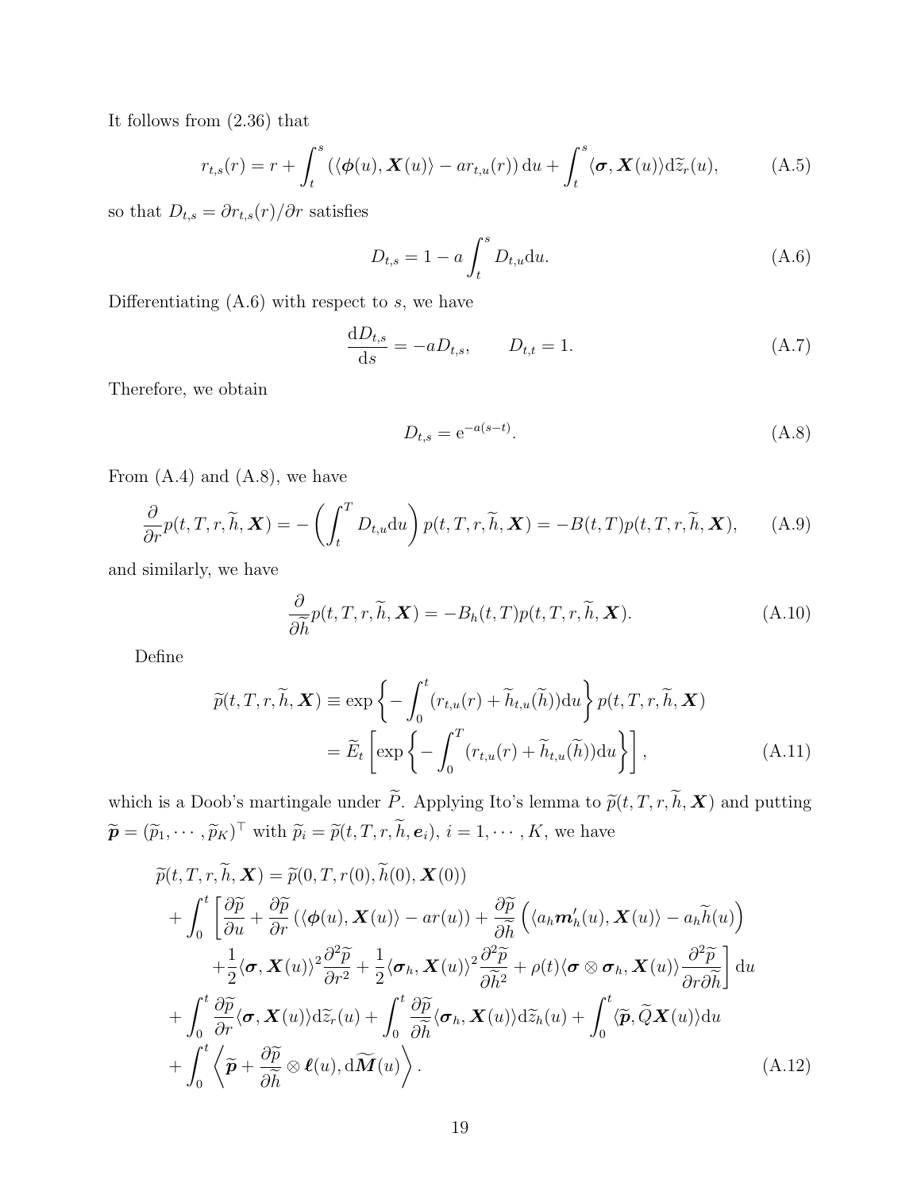It follows from (2.36) that

$$r_{t,s}(r) = r + \int_t^s (\langle \boldsymbol{\phi}(u), \boldsymbol{X}(u)\rangle - ar_{t,u}(r))\,\mathrm{d}u + \int_t^s \langle \boldsymbol{\sigma}, \boldsymbol{X}(u)\rangle \mathrm{d}\widetilde{z}_r(u), \tag{A.5}$$

so that $D_{t,s} = \partial r_{t,s}(r)/\partial r$ satisfies

$$D_{t,s} = 1 - a\int_t^s D_{t,u}\mathrm{d}u. \tag{A.6}$$

Differentiating (A.6) with respect to $s$, we have

$$\frac{\mathrm{d}D_{t,s}}{\mathrm{d}s} = -aD_{t,s}, \qquad D_{t,t} = 1. \tag{A.7}$$

Therefore, we obtain

$$D_{t,s} = \mathrm{e}^{-a(s-t)}. \tag{A.8}$$

From (A.4) and (A.8), we have

$$\frac{\partial}{\partial r} p(t,T,r,\widetilde{h},\boldsymbol{X}) = -\left(\int_t^T D_{t,u}\mathrm{d}u\right) p(t,T,r,\widetilde{h},\boldsymbol{X}) = -B(t,T)p(t,T,r,\widetilde{h},\boldsymbol{X}), \tag{A.9}$$

and similarly, we have

$$\frac{\partial}{\partial \widetilde{h}} p(t,T,r,\widetilde{h},\boldsymbol{X}) = -B_h(t,T)p(t,T,r,\widetilde{h},\boldsymbol{X}). \tag{A.10}$$

Define

$$\begin{aligned}
\widetilde{p}(t,T,r,\widetilde{h},\boldsymbol{X}) &\equiv \exp\left\{-\int_0^t (r_{t,u}(r) + \widetilde{h}_{t,u}(\widetilde{h}))\mathrm{d}u\right\} p(t,T,r,\widetilde{h},\boldsymbol{X}) \\
&= \widetilde{E}_t\left[\exp\left\{-\int_0^T (r_{t,u}(r) + \widetilde{h}_{t,u}(\widetilde{h}))\mathrm{d}u\right\}\right],
\end{aligned} \tag{A.11}$$

which is a Doob's martingale under $\widetilde{P}$. Applying Ito's lemma to $\widetilde{p}(t,T,r,\widetilde{h},\boldsymbol{X})$ and putting $\widetilde{\boldsymbol{p}} = (\widetilde{p}_1,\cdots,\widetilde{p}_K)^\top$ with $\widetilde{p}_i = \widetilde{p}(t,T,r,\widetilde{h},\boldsymbol{e}_i)$, $i = 1,\cdots,K$, we have

$$\begin{aligned}
&\widetilde{p}(t,T,r,\widetilde{h},\boldsymbol{X}) = \widetilde{p}(0,T,r(0),\widetilde{h}(0),\boldsymbol{X}(0)) \\
&\quad + \int_0^t \Bigg[\frac{\partial \widetilde{p}}{\partial u} + \frac{\partial \widetilde{p}}{\partial r}(\langle \boldsymbol{\phi}(u), \boldsymbol{X}(u)\rangle - ar(u)) + \frac{\partial \widetilde{p}}{\partial \widetilde{h}}\left(\langle a_h \boldsymbol{m}_h'(u), \boldsymbol{X}(u)\rangle - a_h\widetilde{h}(u)\right) \\
&\qquad + \frac{1}{2}\langle \boldsymbol{\sigma}, \boldsymbol{X}(u)\rangle^2 \frac{\partial^2 \widetilde{p}}{\partial r^2} + \frac{1}{2}\langle \boldsymbol{\sigma}_h, \boldsymbol{X}(u)\rangle^2 \frac{\partial^2 \widetilde{p}}{\partial \widetilde{h}^2} + \rho(t)\langle \boldsymbol{\sigma}\otimes\boldsymbol{\sigma}_h, \boldsymbol{X}(u)\rangle \frac{\partial^2 \widetilde{p}}{\partial r \partial \widetilde{h}}\Bigg]\mathrm{d}u \\
&\quad + \int_0^t \frac{\partial \widetilde{p}}{\partial r}\langle \boldsymbol{\sigma}, \boldsymbol{X}(u)\rangle \mathrm{d}\widetilde{z}_r(u) + \int_0^t \frac{\partial \widetilde{p}}{\partial \widetilde{h}}\langle \boldsymbol{\sigma}_h, \boldsymbol{X}(u)\rangle \mathrm{d}\widetilde{z}_h(u) + \int_0^t \langle \widetilde{\boldsymbol{p}}, \widetilde{Q}\boldsymbol{X}(u)\rangle \mathrm{d}u \\
&\quad + \int_0^t \left\langle \widetilde{\boldsymbol{p}} + \frac{\partial \widetilde{p}}{\partial \widetilde{h}} \otimes \boldsymbol{\ell}(u), \mathrm{d}\widetilde{\boldsymbol{M}}(u)\right\rangle.
\end{aligned} \tag{A.12}$$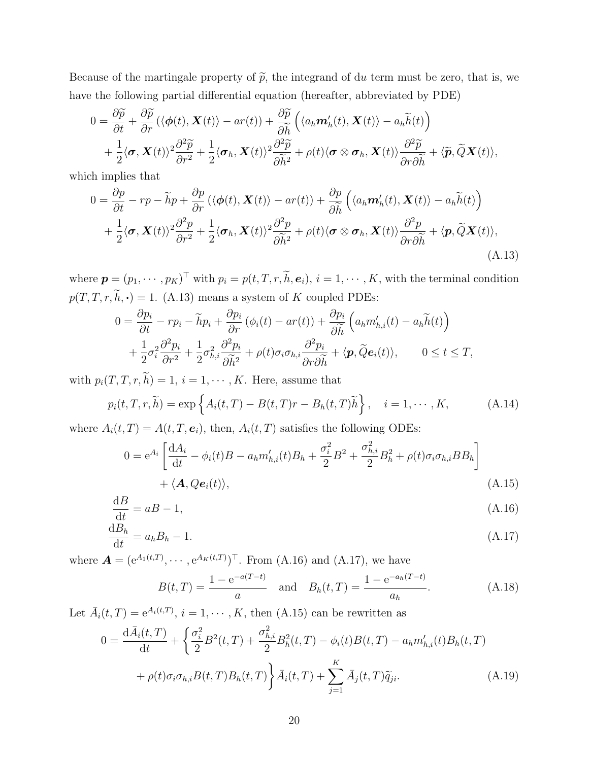Because of the martingale property of $\widetilde{p}$, the integrand of d$u$ term must be zero, that is, we have the following partial differential equation (hereafter, abbreviated by PDE)

$$
\begin{aligned}
0 = & \frac{\partial \widetilde{p}}{\partial t} + \frac{\partial \widetilde{p}}{\partial r}\left(\langle \boldsymbol{\phi}(t), \boldsymbol{X}(t)\rangle - ar(t)\right) + \frac{\partial \widetilde{p}}{\partial \widetilde{h}}\left(\langle a_h \boldsymbol{m}_h'(t), \boldsymbol{X}(t)\rangle - a_h \widetilde{h}(t)\right) \\
& + \frac{1}{2}\langle \boldsymbol{\sigma}, \boldsymbol{X}(t)\rangle^2 \frac{\partial^2 \widetilde{p}}{\partial r^2} + \frac{1}{2}\langle \boldsymbol{\sigma}_h, \boldsymbol{X}(t)\rangle^2 \frac{\partial^2 \widetilde{p}}{\partial \widetilde{h}^2} + \rho(t)\langle \boldsymbol{\sigma}\otimes \boldsymbol{\sigma}_h, \boldsymbol{X}(t)\rangle \frac{\partial^2 \widetilde{p}}{\partial r \partial \widetilde{h}} + \langle \widetilde{\boldsymbol{p}}, \widetilde{Q}\boldsymbol{X}(t)\rangle,
\end{aligned}
$$

which implies that

$$
\begin{aligned}
0 = & \frac{\partial p}{\partial t} - rp - \widetilde{h}p + \frac{\partial p}{\partial r}\left(\langle \boldsymbol{\phi}(t), \boldsymbol{X}(t)\rangle - ar(t)\right) + \frac{\partial p}{\partial \widetilde{h}}\left(\langle a_h \boldsymbol{m}_h'(t), \boldsymbol{X}(t)\rangle - a_h \widetilde{h}(t)\right) \\
& + \frac{1}{2}\langle \boldsymbol{\sigma}, \boldsymbol{X}(t)\rangle^2 \frac{\partial^2 p}{\partial r^2} + \frac{1}{2}\langle \boldsymbol{\sigma}_h, \boldsymbol{X}(t)\rangle^2 \frac{\partial^2 p}{\partial \widetilde{h}^2} + \rho(t)\langle \boldsymbol{\sigma}\otimes \boldsymbol{\sigma}_h, \boldsymbol{X}(t)\rangle \frac{\partial^2 p}{\partial r \partial \widetilde{h}} + \langle \boldsymbol{p}, \widetilde{Q}\boldsymbol{X}(t)\rangle,
\end{aligned}
\tag{A.13}
$$

where $\boldsymbol{p} = (p_1, \cdots, p_K)^\top$ with $p_i = p(t, T, r, \widetilde{h}, \boldsymbol{e}_i)$, $i = 1, \cdots, K$, with the terminal condition $p(T, T, r, \widetilde{h}, \boldsymbol{\cdot}) = 1$. (A.13) means a system of $K$ coupled PDEs:

$$
\begin{aligned}
0 = & \frac{\partial p_i}{\partial t} - rp_i - \widetilde{h}p_i + \frac{\partial p_i}{\partial r}\left(\phi_i(t) - ar(t)\right) + \frac{\partial p_i}{\partial \widetilde{h}}\left(a_h m_{h,i}'(t) - a_h \widetilde{h}(t)\right) \\
& + \frac{1}{2}\sigma_i^2 \frac{\partial^2 p_i}{\partial r^2} + \frac{1}{2}\sigma_{h,i}^2 \frac{\partial^2 p_i}{\partial \widetilde{h}^2} + \rho(t)\sigma_i \sigma_{h,i} \frac{\partial^2 p_i}{\partial r \partial \widetilde{h}} + \langle \boldsymbol{p}, \widetilde{Q}\boldsymbol{e}_i(t)\rangle, \qquad 0 \le t \le T,
\end{aligned}
$$

with $p_i(T, T, r, \widetilde{h}) = 1$, $i = 1, \cdots, K$. Here, assume that

$$
p_i(t, T, r, \widetilde{h}) = \exp\left\{A_i(t, T) - B(t, T)r - B_h(t, T)\widetilde{h}\right\}, \quad i = 1, \cdots, K, \tag{A.14}
$$

where $A_i(t, T) = A(t, T, \boldsymbol{e}_i)$, then, $A_i(t, T)$ satisfies the following ODEs:

$$
\begin{aligned}
0 = & \mathrm{e}^{A_i}\left[\frac{\mathrm{d}A_i}{\mathrm{d}t} - \phi_i(t)B - a_h m_{h,i}'(t)B_h + \frac{\sigma_i^2}{2}B^2 + \frac{\sigma_{h,i}^2}{2}B_h^2 + \rho(t)\sigma_i\sigma_{h,i}BB_h\right] \\
& + \langle \boldsymbol{A}, Q\boldsymbol{e}_i(t)\rangle,
\end{aligned}
\tag{A.15}
$$

$$
\frac{\mathrm{d}B}{\mathrm{d}t} = aB - 1, \tag{A.16}
$$

$$
\frac{\mathrm{d}B_h}{\mathrm{d}t} = a_h B_h - 1. \tag{A.17}
$$

where $\boldsymbol{A} = (\mathrm{e}^{A_1(t,T)}, \cdots, \mathrm{e}^{A_K(t,T)})^\top$. From (A.16) and (A.17), we have

$$
B(t, T) = \frac{1 - \mathrm{e}^{-a(T-t)}}{a} \quad \text{and} \quad B_h(t, T) = \frac{1 - \mathrm{e}^{-a_h(T-t)}}{a_h}. \tag{A.18}
$$

Let $\bar{A}_i(t, T) = \mathrm{e}^{A_i(t,T)}$, $i = 1, \cdots, K$, then (A.15) can be rewritten as

$$
\begin{aligned}
0 = & \frac{\mathrm{d}\bar{A}_i(t, T)}{\mathrm{d}t} + \left\{\frac{\sigma_i^2}{2}B^2(t, T) + \frac{\sigma_{h,i}^2}{2}B_h^2(t, T) - \phi_i(t)B(t, T) - a_h m_{h,i}'(t)B_h(t, T)\right. \\
& \left. + \rho(t)\sigma_i\sigma_{h,i}B(t, T)B_h(t, T)\right\}\bar{A}_i(t, T) + \sum_{j=1}^{K}\bar{A}_j(t, T)\widetilde{q}_{ji}.
\end{aligned}
\tag{A.19}
$$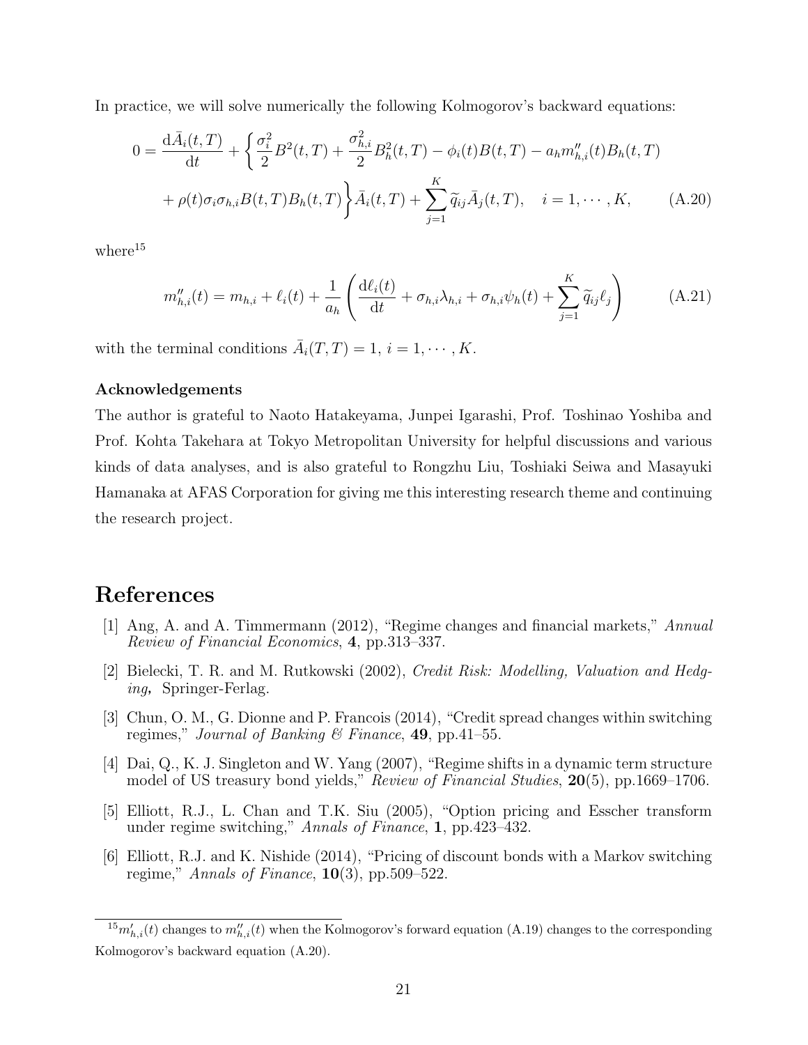In practice, we will solve numerically the following Kolmogorov's backward equations:

$$
\begin{aligned}
0 = \frac{\mathrm{d}\bar{A}_i(t,T)}{\mathrm{d}t} &+ \bigg\{ \frac{\sigma_i^2}{2} B^2(t,T) + \frac{\sigma_{h,i}^2}{2} B_h^2(t,T) - \phi_i(t) B(t,T) - a_h m''_{h,i}(t) B_h(t,T) \\
&+ \rho(t) \sigma_i \sigma_{h,i} B(t,T) B_h(t,T) \bigg\} \bar{A}_i(t,T) + \sum_{j=1}^{K} \widetilde{q}_{ij} \bar{A}_j(t,T), \quad i = 1, \cdots, K, \qquad \text{(A.20)}
\end{aligned}
$$

where[15]

$$
m''_{h,i}(t) = m_{h,i} + \ell_i(t) + \frac{1}{a_h} \left( \frac{\mathrm{d}\ell_i(t)}{\mathrm{d}t} + \sigma_{h,i}\lambda_{h,i} + \sigma_{h,i}\psi_h(t) + \sum_{j=1}^{K} \widetilde{q}_{ij}\ell_j \right) \qquad \text{(A.21)}
$$

with the terminal conditions $\bar{A}_i(T,T) = 1$, $i = 1, \cdots, K$.

**Acknowledgements**

The author is grateful to Naoto Hatakeyama, Junpei Igarashi, Prof. Toshinao Yoshiba and Prof. Kohta Takehara at Tokyo Metropolitan University for helpful discussions and various kinds of data analyses, and is also grateful to Rongzhu Liu, Toshiaki Seiwa and Masayuki Hamanaka at AFAS Corporation for giving me this interesting research theme and continuing the research project.

# References

[1] Ang, A. and A. Timmermann (2012), "Regime changes and financial markets," *Annual Review of Financial Economics*, **4**, pp.313–337.

[2] Bielecki, T. R. and M. Rutkowski (2002), *Credit Risk: Modelling, Valuation and Hedging*, Springer-Ferlag.

[3] Chun, O. M., G. Dionne and P. Francois (2014), "Credit spread changes within switching regimes," *Journal of Banking & Finance*, **49**, pp.41–55.

[4] Dai, Q., K. J. Singleton and W. Yang (2007), "Regime shifts in a dynamic term structure model of US treasury bond yields," *Review of Financial Studies*, **20**(5), pp.1669–1706.

[5] Elliott, R.J., L. Chan and T.K. Siu (2005), "Option pricing and Esscher transform under regime switching," *Annals of Finance*, **1**, pp.423–432.

[6] Elliott, R.J. and K. Nishide (2014), "Pricing of discount bonds with a Markov switching regime," *Annals of Finance*, **10**(3), pp.509–522.

[15] $m'_{h,i}(t)$ changes to $m''_{h,i}(t)$ when the Kolmogorov's forward equation (A.19) changes to the corresponding Kolmogorov's backward equation (A.20).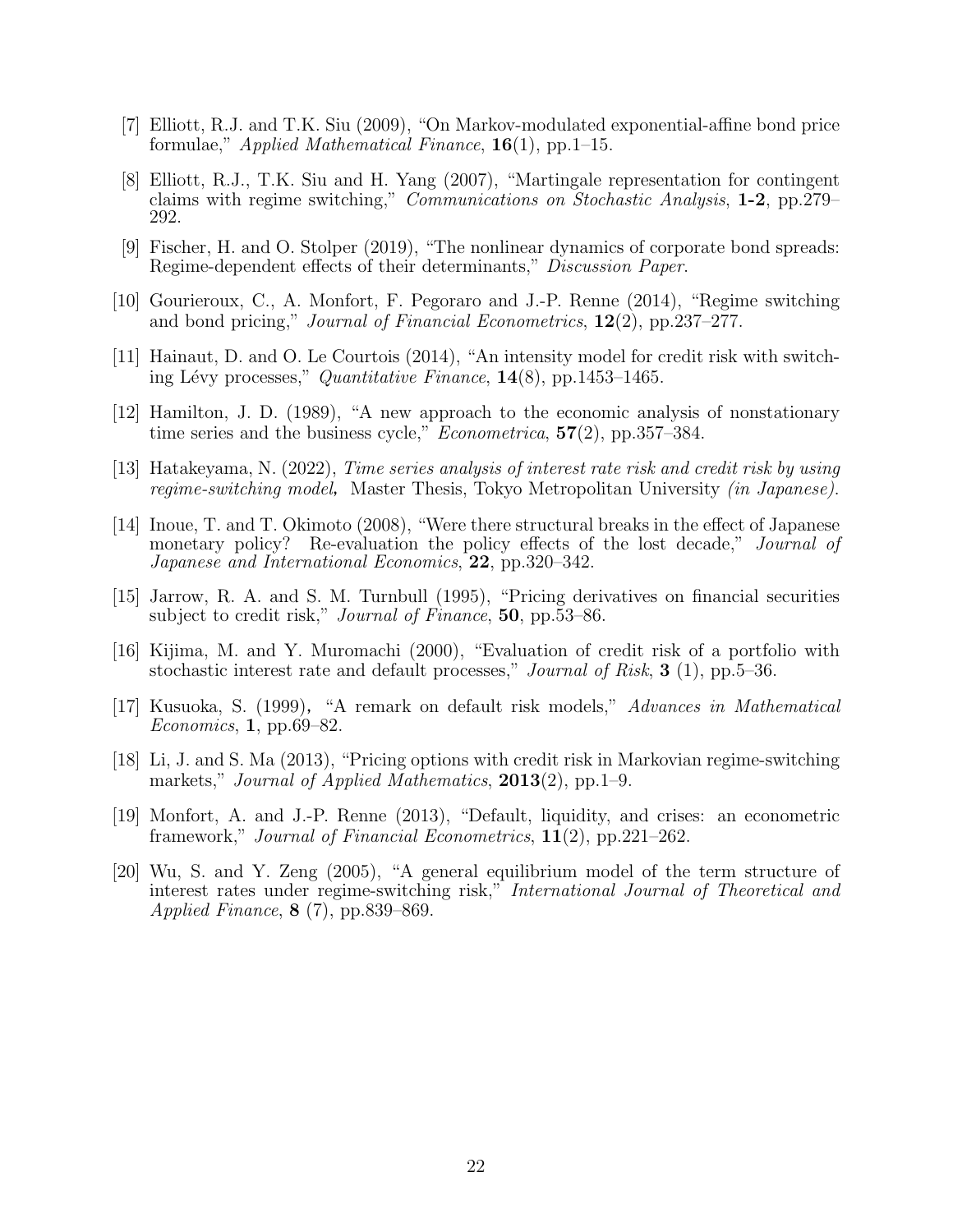[7] Elliott, R.J. and T.K. Siu (2009), "On Markov-modulated exponential-affine bond price formulae," *Applied Mathematical Finance*, **16**(1), pp.1–15.

[8] Elliott, R.J., T.K. Siu and H. Yang (2007), "Martingale representation for contingent claims with regime switching," *Communications on Stochastic Analysis*, **1-2**, pp.279–292.

[9] Fischer, H. and O. Stolper (2019), "The nonlinear dynamics of corporate bond spreads: Regime-dependent effects of their determinants," *Discussion Paper*.

[10] Gourieroux, C., A. Monfort, F. Pegoraro and J.-P. Renne (2014), "Regime switching and bond pricing," *Journal of Financial Econometrics*, **12**(2), pp.237–277.

[11] Hainaut, D. and O. Le Courtois (2014), "An intensity model for credit risk with switching Lévy processes," *Quantitative Finance*, **14**(8), pp.1453–1465.

[12] Hamilton, J. D. (1989), "A new approach to the economic analysis of nonstationary time series and the business cycle," *Econometrica*, **57**(2), pp.357–384.

[13] Hatakeyama, N. (2022), *Time series analysis of interest rate risk and credit risk by using regime-switching model***,** Master Thesis, Tokyo Metropolitan University *(in Japanese)*.

[14] Inoue, T. and T. Okimoto (2008), "Were there structural breaks in the effect of Japanese monetary policy? Re-evaluation the policy effects of the lost decade," *Journal of Japanese and International Economics*, **22**, pp.320–342.

[15] Jarrow, R. A. and S. M. Turnbull (1995), "Pricing derivatives on financial securities subject to credit risk," *Journal of Finance*, **50**, pp.53–86.

[16] Kijima, M. and Y. Muromachi (2000), "Evaluation of credit risk of a portfolio with stochastic interest rate and default processes," *Journal of Risk*, **3** (1), pp.5–36.

[17] Kusuoka, S. (1999)**,** "A remark on default risk models," *Advances in Mathematical Economics*, **1**, pp.69–82.

[18] Li, J. and S. Ma (2013), "Pricing options with credit risk in Markovian regime-switching markets," *Journal of Applied Mathematics*, **2013**(2), pp.1–9.

[19] Monfort, A. and J.-P. Renne (2013), "Default, liquidity, and crises: an econometric framework," *Journal of Financial Econometrics*, **11**(2), pp.221–262.

[20] Wu, S. and Y. Zeng (2005), "A general equilibrium model of the term structure of interest rates under regime-switching risk," *International Journal of Theoretical and Applied Finance*, **8** (7), pp.839–869.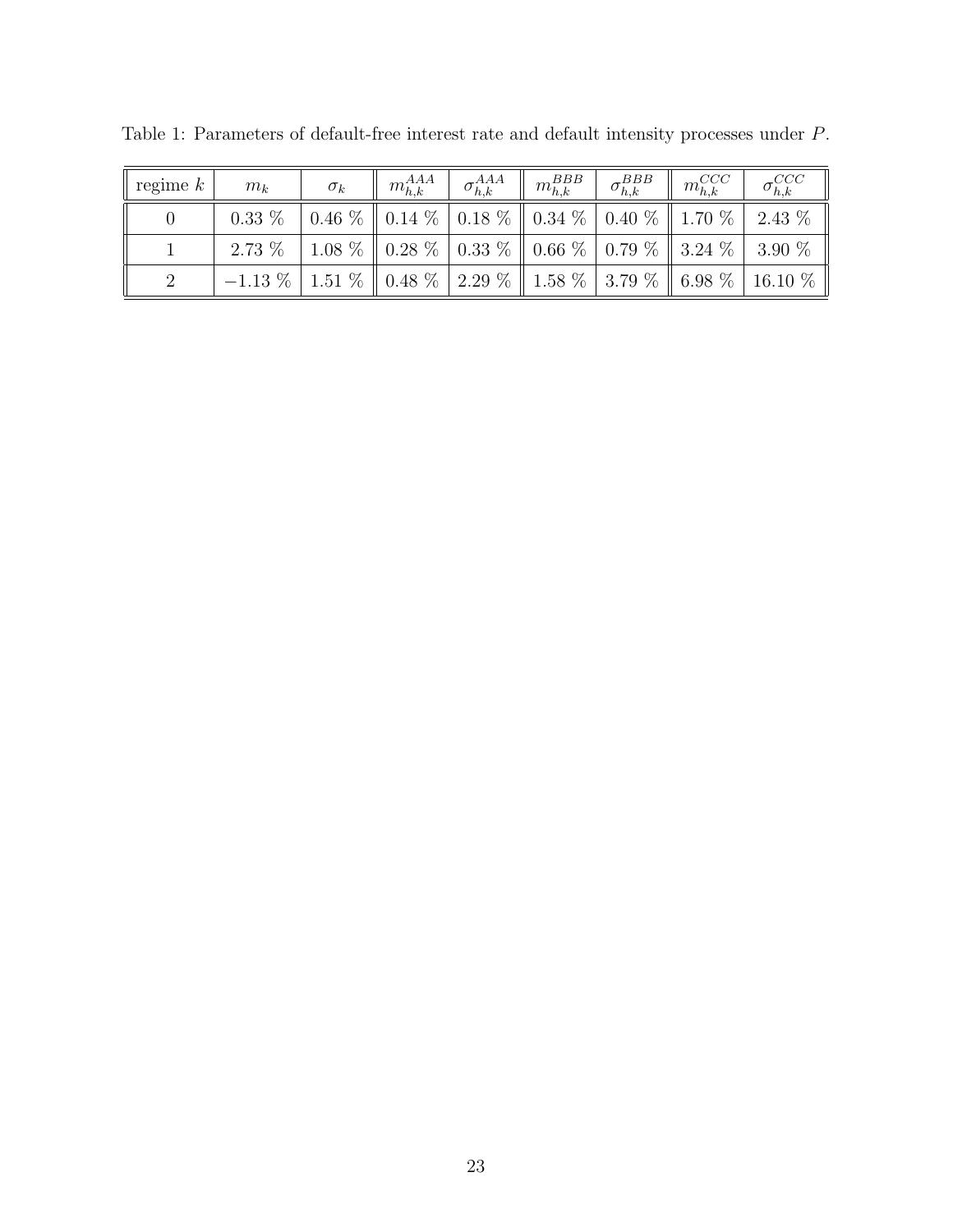Table 1: Parameters of default-free interest rate and default intensity processes under $P$.

| regime $k$ | $m_k$ | $\sigma_k$ | $m_{h,k}^{AAA}$ | $\sigma_{h,k}^{AAA}$ | $m_{h,k}^{BBB}$ | $\sigma_{h,k}^{BBB}$ | $m_{h,k}^{CCC}$ | $\sigma_{h,k}^{CCC}$ |
|---|---|---|---|---|---|---|---|---|
| 0 | 0.33 % | 0.46 % | 0.14 % | 0.18 % | 0.34 % | 0.40 % | 1.70 % | 2.43 % |
| 1 | 2.73 % | 1.08 % | 0.28 % | 0.33 % | 0.66 % | 0.79 % | 3.24 % | 3.90 % |
| 2 | $-1.13$ % | 1.51 % | 0.48 % | 2.29 % | 1.58 % | 3.79 % | 6.98 % | 16.10 % |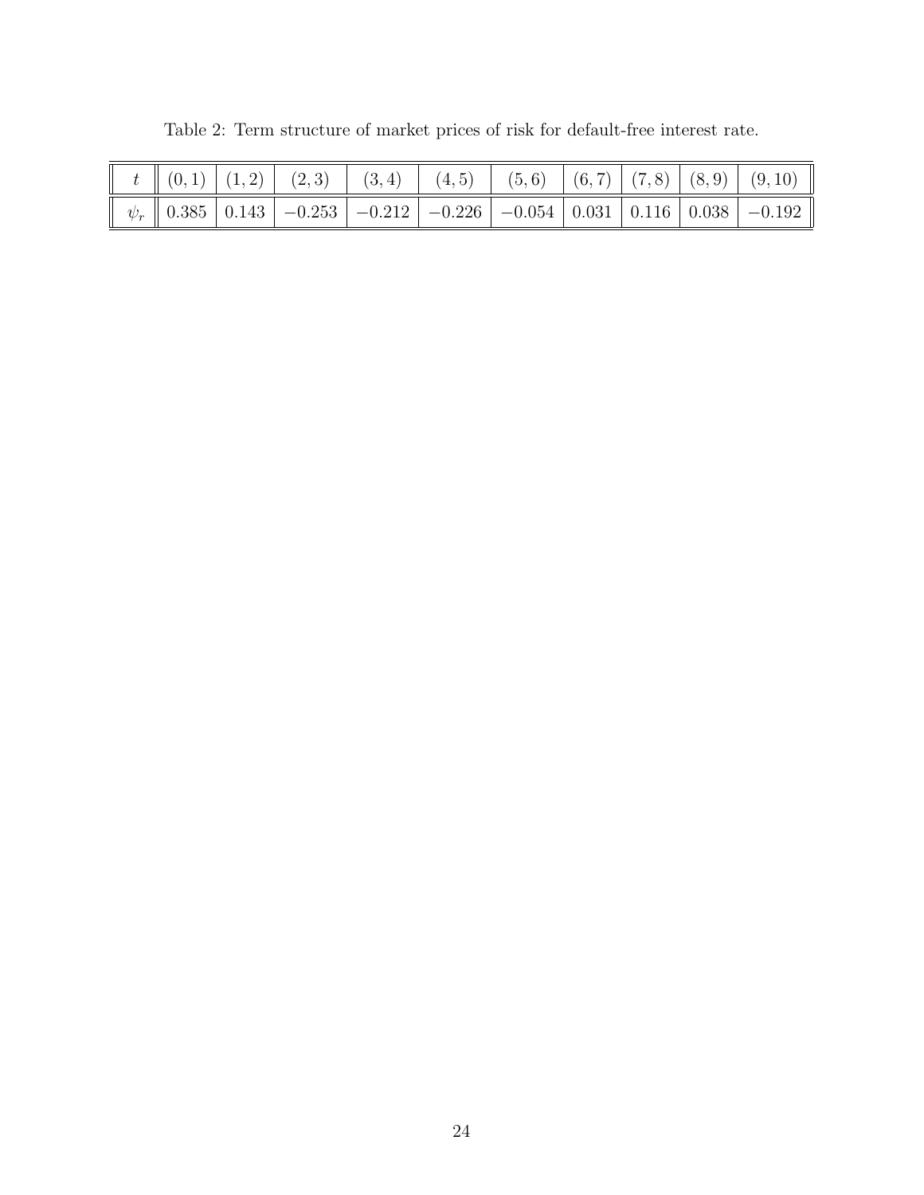Table 2: Term structure of market prices of risk for default-free interest rate.

| $t$ | $(0,1)$ | $(1,2)$ | $(2,3)$ | $(3,4)$ | $(4,5)$ | $(5,6)$ | $(6,7)$ | $(7,8)$ | $(8,9)$ | $(9,10)$ |
|---|---|---|---|---|---|---|---|---|---|---|
| $\psi_r$ | 0.385 | 0.143 | $-0.253$ | $-0.212$ | $-0.226$ | $-0.054$ | 0.031 | 0.116 | 0.038 | $-0.192$ |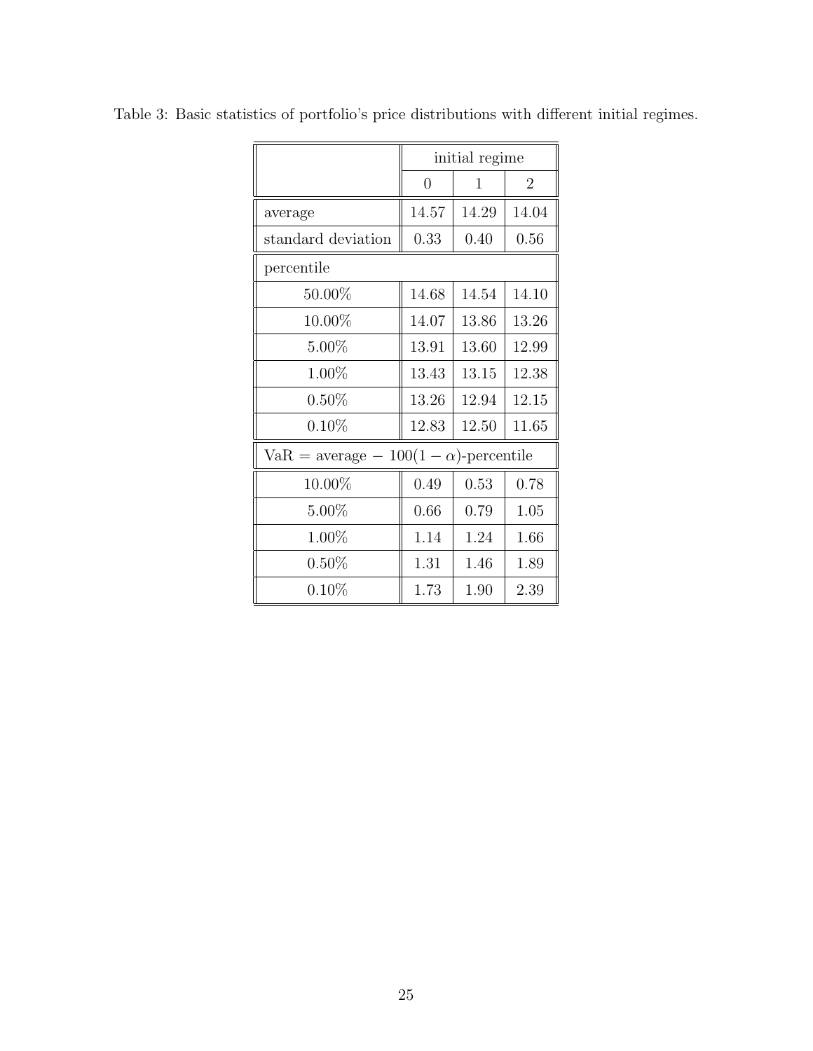Table 3: Basic statistics of portfolio's price distributions with different initial regimes.

| | initial regime | | |
|---|---|---|---|
| | 0 | 1 | 2 |
| average | 14.57 | 14.29 | 14.04 |
| standard deviation | 0.33 | 0.40 | 0.56 |
| percentile | | | |
| 50.00% | 14.68 | 14.54 | 14.10 |
| 10.00% | 14.07 | 13.86 | 13.26 |
| 5.00% | 13.91 | 13.60 | 12.99 |
| 1.00% | 13.43 | 13.15 | 12.38 |
| 0.50% | 13.26 | 12.94 | 12.15 |
| 0.10% | 12.83 | 12.50 | 11.65 |
| VaR = average $-$ $100(1-\alpha)$-percentile | | | |
| 10.00% | 0.49 | 0.53 | 0.78 |
| 5.00% | 0.66 | 0.79 | 1.05 |
| 1.00% | 1.14 | 1.24 | 1.66 |
| 0.50% | 1.31 | 1.46 | 1.89 |
| 0.10% | 1.73 | 1.90 | 2.39 |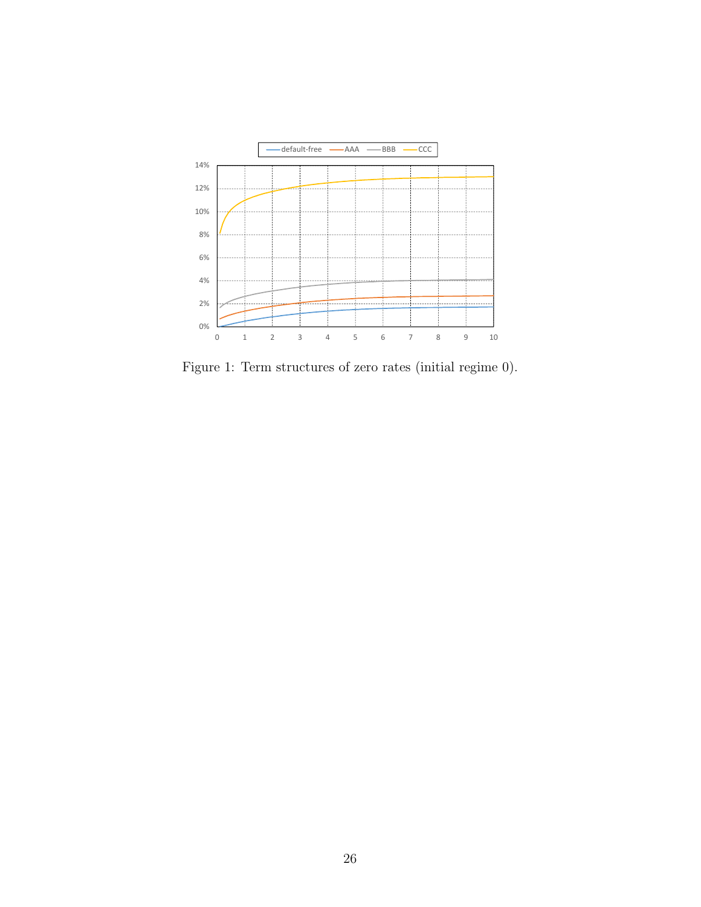Figure 1: Term structures of zero rates (initial regime 0).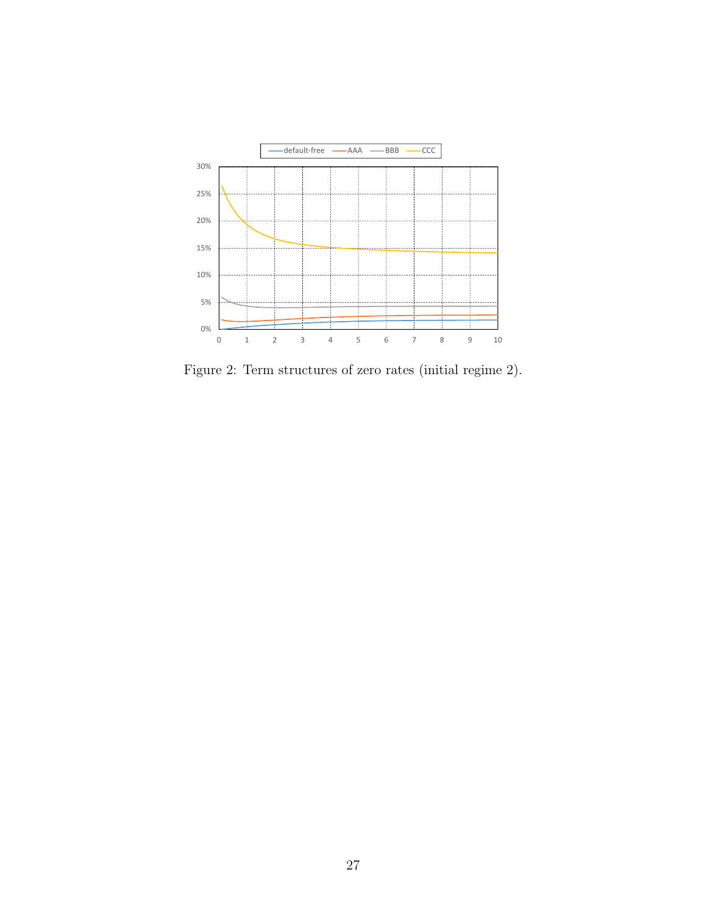Figure 2: Term structures of zero rates (initial regime 2).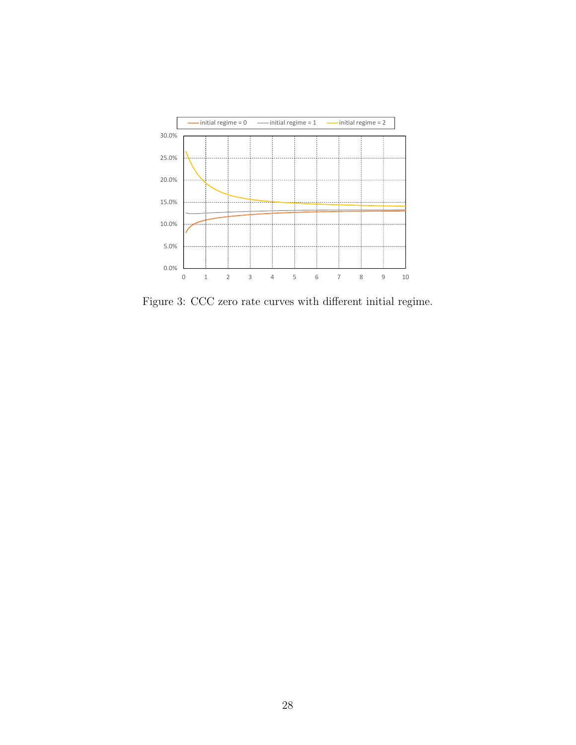Figure 3: CCC zero rate curves with different initial regime.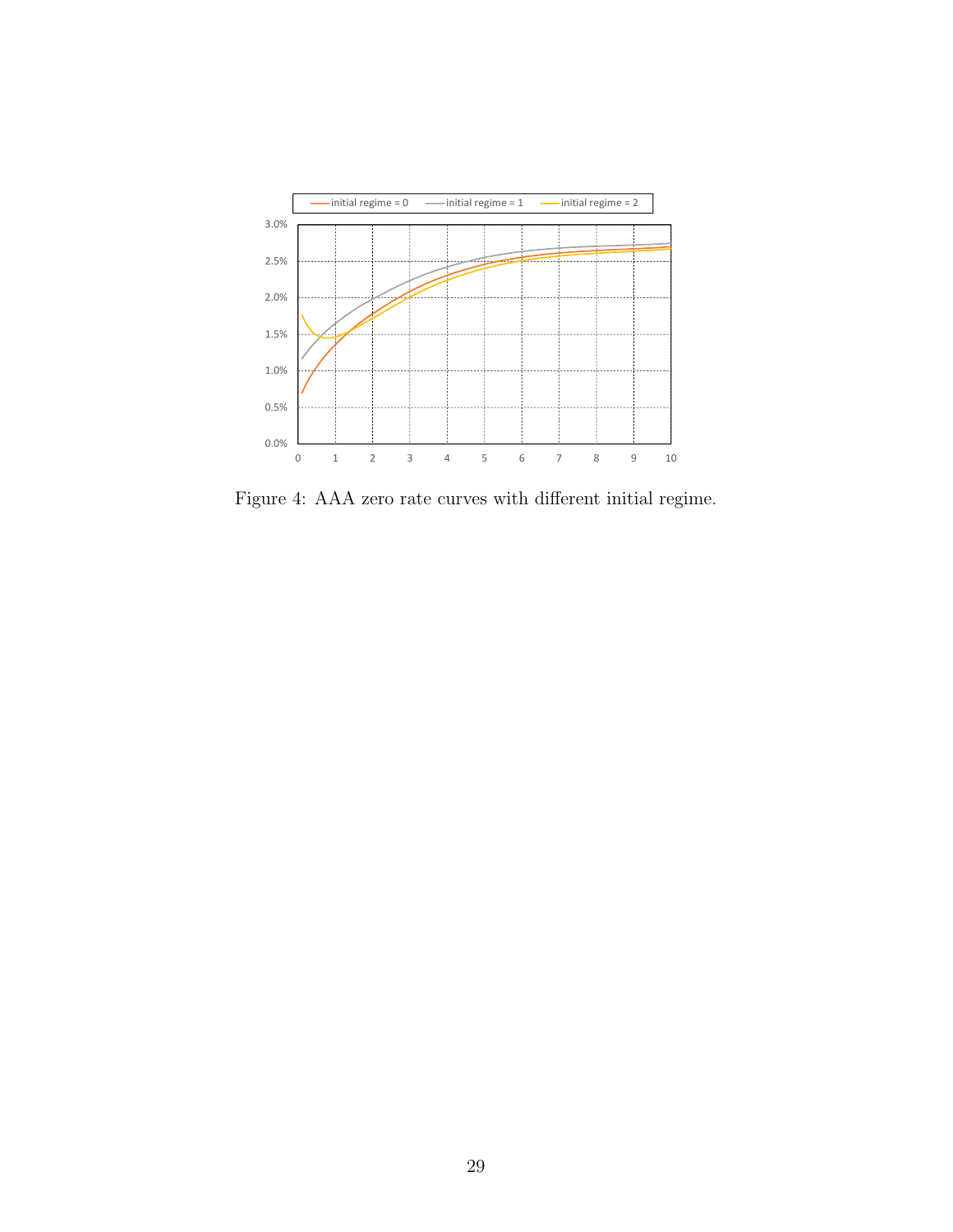Figure 4: AAA zero rate curves with different initial regime.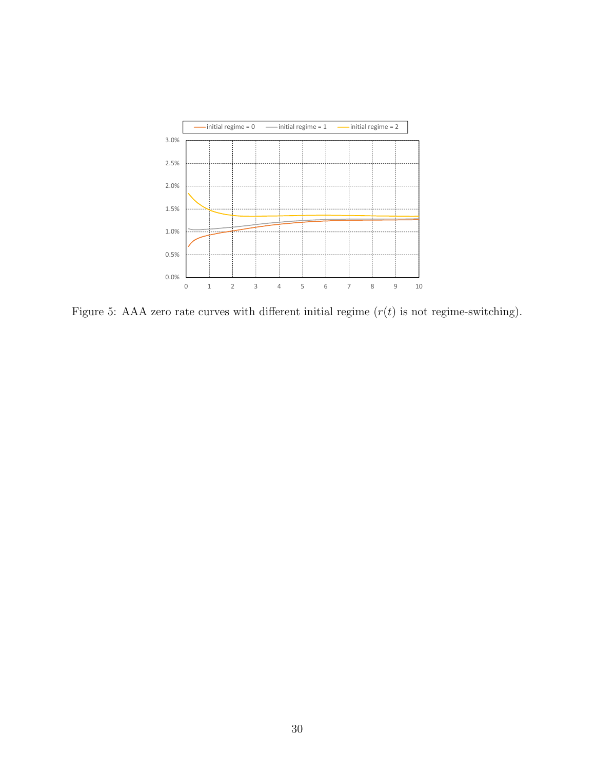Figure 5: AAA zero rate curves with different initial regime ($r(t)$ is not regime-switching).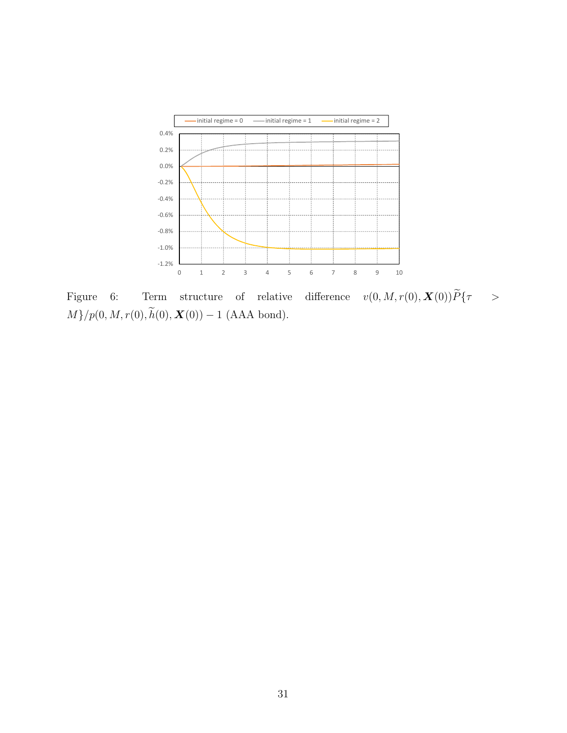Figure 6: Term structure of relative difference $v(0, M, r(0), \boldsymbol{X}(0))\widetilde{P}\{\tau > M\}/p(0, M, r(0), \widetilde{h}(0), \boldsymbol{X}(0)) - 1$ (AAA bond).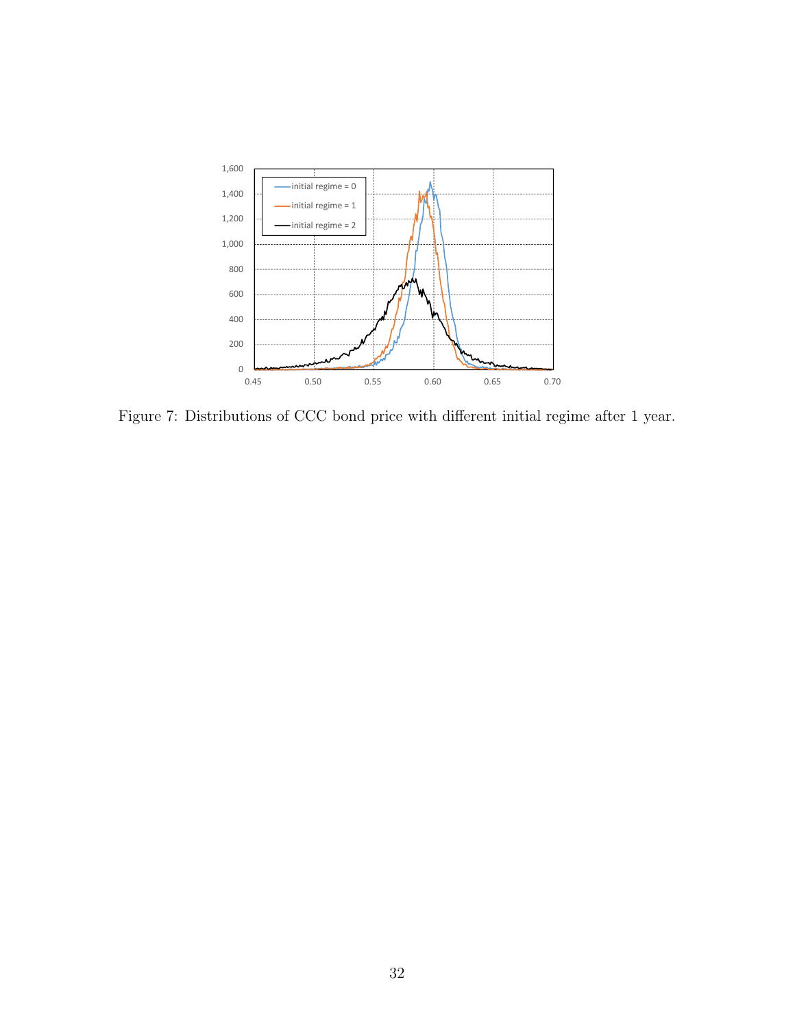Figure 7: Distributions of CCC bond price with different initial regime after 1 year.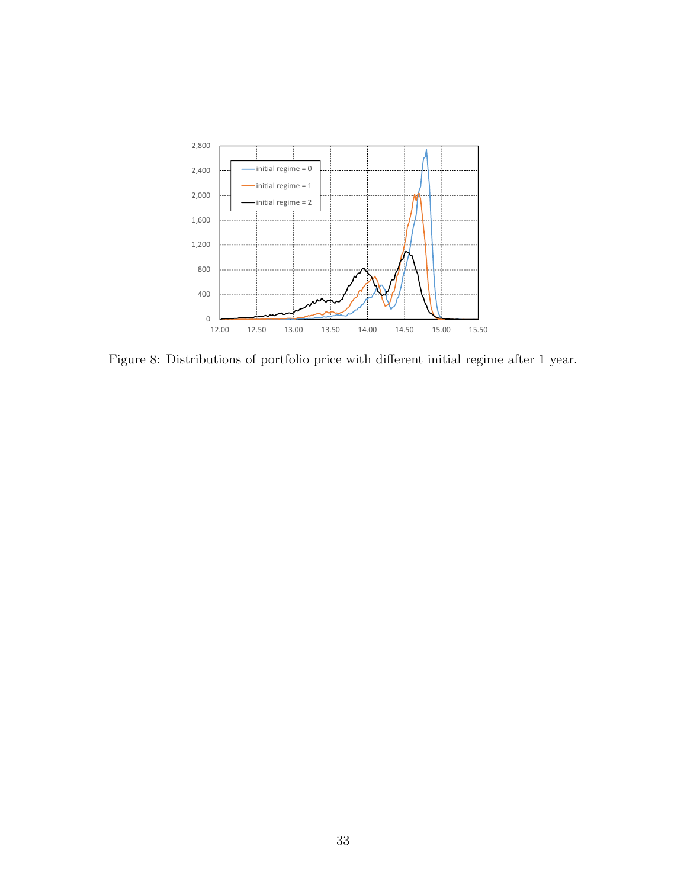Figure 8: Distributions of portfolio price with different initial regime after 1 year.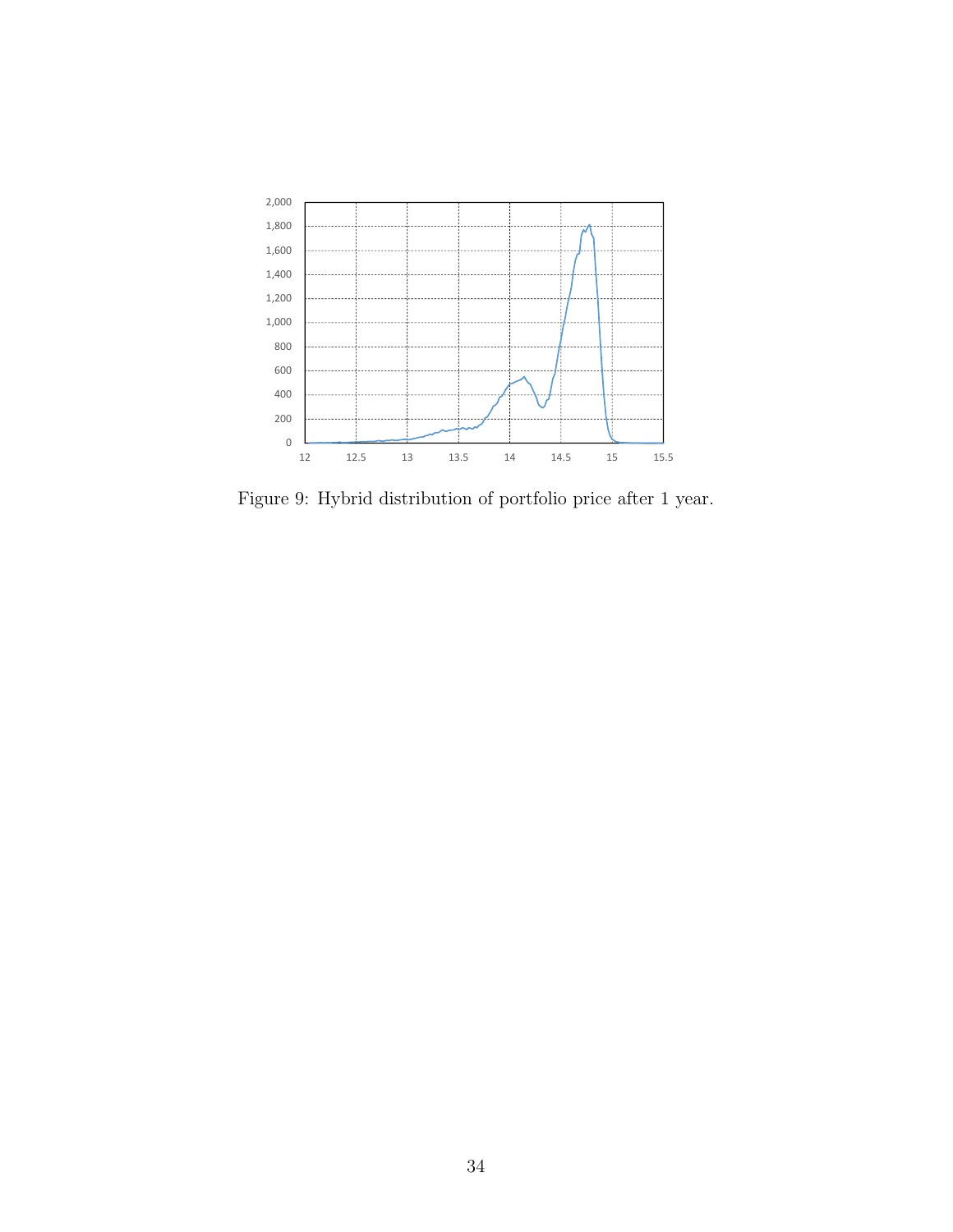Figure 9: Hybrid distribution of portfolio price after 1 year.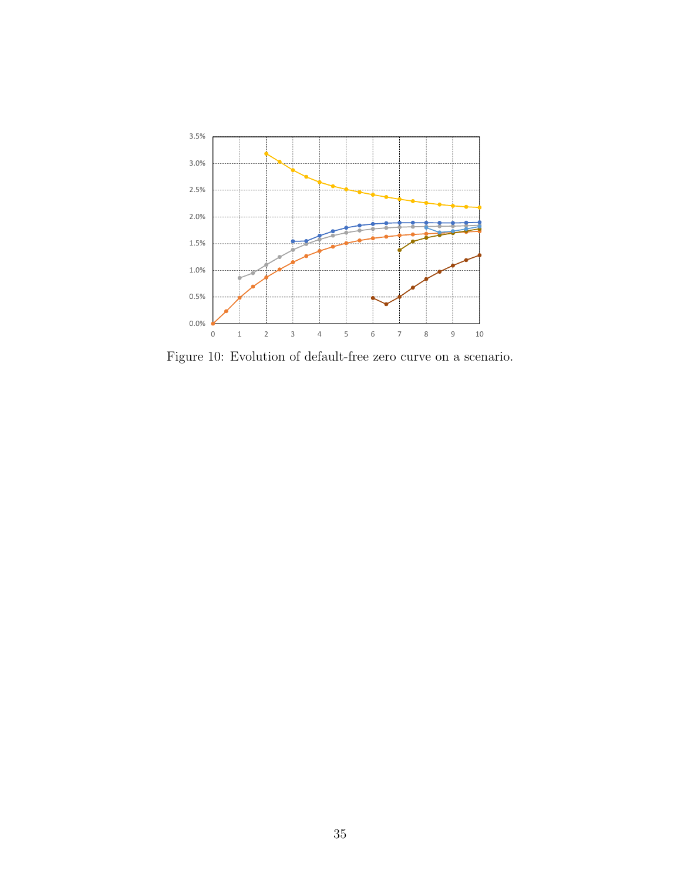Figure 10: Evolution of default-free zero curve on a scenario.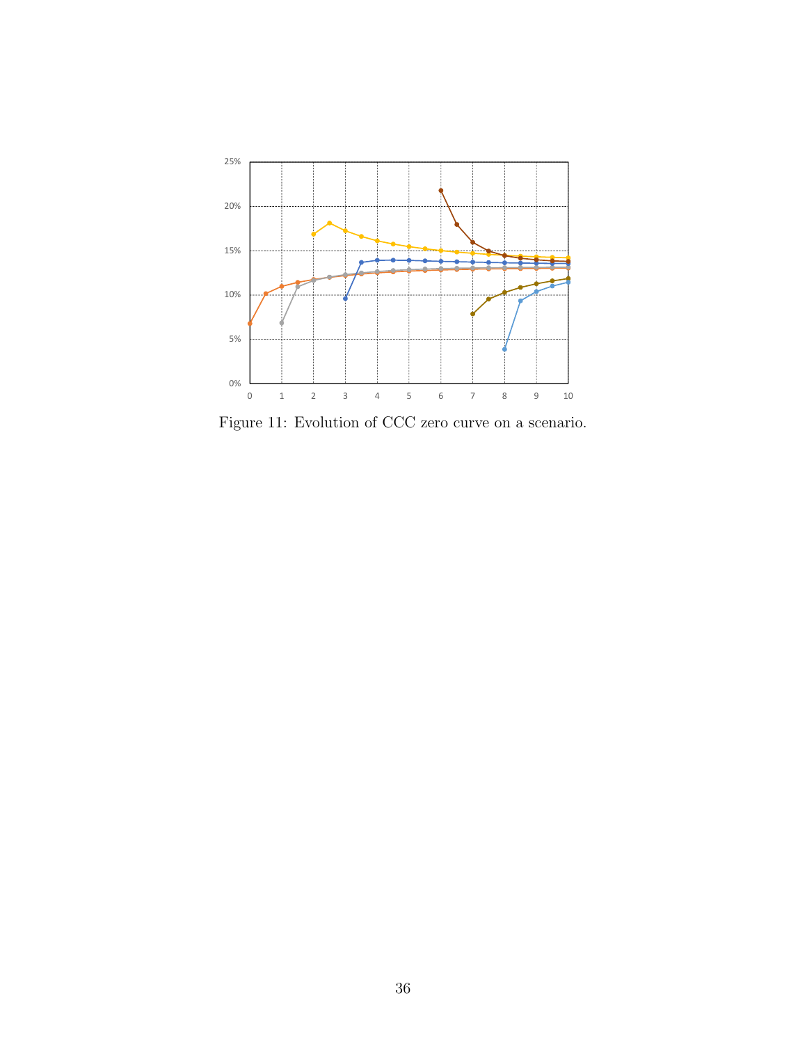25%
20%
15%
10%
5%
0%

0 1 2 3 4 5 6 7 8 9 10

Figure 11: Evolution of CCC zero curve on a scenario.